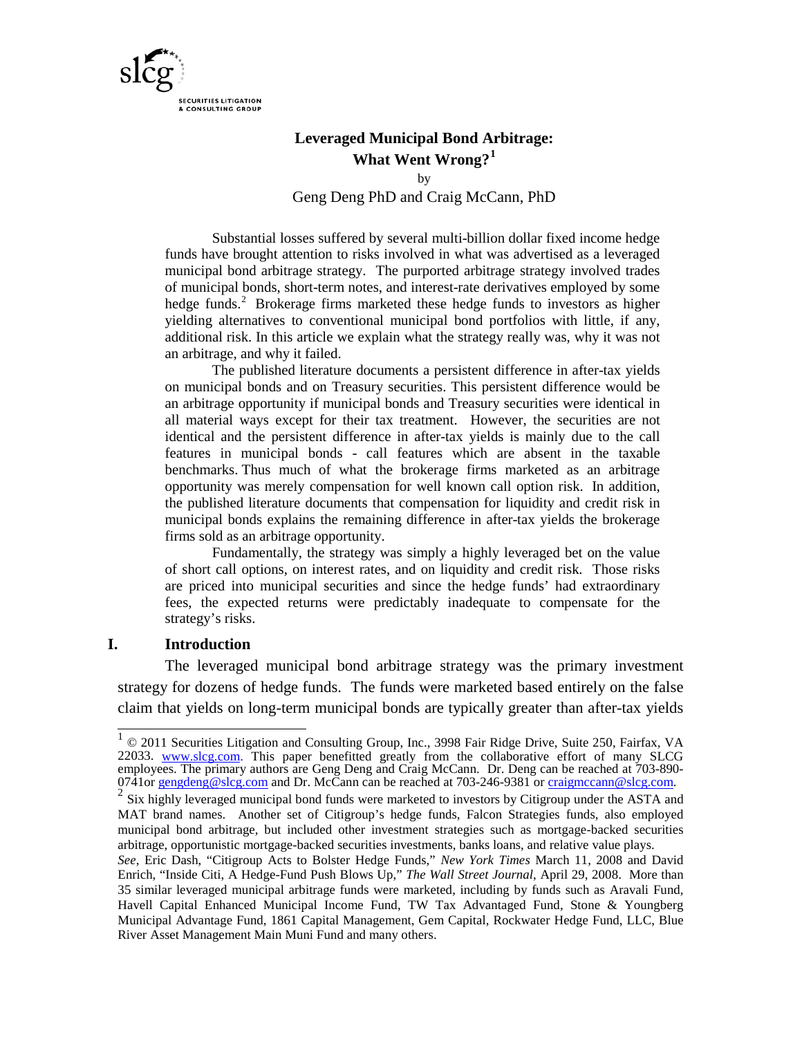# Leveraged Municipal Bond Arbitrage: What Went Wrong?[1]

by

Geng Deng PhD and Craig McCann, PhD

Substantial losses suffered by several multi-billion dollar fixed income hedge funds have brought attention to risks involved in what was advertised as a leveraged municipal bond arbitrage strategy. The purported arbitrage strategy involved trades of municipal bonds, short-term notes, and interest-rate derivatives employed by some hedge funds.[2] Brokerage firms marketed these hedge funds to investors as higher yielding alternatives to conventional municipal bond portfolios with little, if any, additional risk. In this article we explain what the strategy really was, why it was not an arbitrage, and why it failed.

The published literature documents a persistent difference in after-tax yields on municipal bonds and on Treasury securities. This persistent difference would be an arbitrage opportunity if municipal bonds and Treasury securities were identical in all material ways except for their tax treatment. However, the securities are not identical and the persistent difference in after-tax yields is mainly due to the call features in municipal bonds - call features which are absent in the taxable benchmarks. Thus much of what the brokerage firms marketed as an arbitrage opportunity was merely compensation for well known call option risk. In addition, the published literature documents that compensation for liquidity and credit risk in municipal bonds explains the remaining difference in after-tax yields the brokerage firms sold as an arbitrage opportunity.

Fundamentally, the strategy was simply a highly leveraged bet on the value of short call options, on interest rates, and on liquidity and credit risk. Those risks are priced into municipal securities and since the hedge funds' had extraordinary fees, the expected returns were predictably inadequate to compensate for the strategy's risks.

## I. Introduction

The leveraged municipal bond arbitrage strategy was the primary investment strategy for dozens of hedge funds. The funds were marketed based entirely on the false claim that yields on long-term municipal bonds are typically greater than after-tax yields

---

[1] © 2011 Securities Litigation and Consulting Group, Inc., 3998 Fair Ridge Drive, Suite 250, Fairfax, VA 22033. www.slcg.com. This paper benefitted greatly from the collaborative effort of many SLCG employees. The primary authors are Geng Deng and Craig McCann. Dr. Deng can be reached at 703-890-0741or gengdeng@slcg.com and Dr. McCann can be reached at 703-246-9381 or craigmccann@slcg.com.

[2] Six highly leveraged municipal bond funds were marketed to investors by Citigroup under the ASTA and MAT brand names. Another set of Citigroup's hedge funds, Falcon Strategies funds, also employed municipal bond arbitrage, but included other investment strategies such as mortgage-backed securities arbitrage, opportunistic mortgage-backed securities investments, banks loans, and relative value plays. *See*, Eric Dash, "Citigroup Acts to Bolster Hedge Funds," *New York Times* March 11, 2008 and David Enrich, "Inside Citi, A Hedge-Fund Push Blows Up," *The Wall Street Journal*, April 29, 2008. More than 35 similar leveraged municipal arbitrage funds were marketed, including by funds such as Aravali Fund, Havell Capital Enhanced Municipal Income Fund, TW Tax Advantaged Fund, Stone & Youngberg Municipal Advantage Fund, 1861 Capital Management, Gem Capital, Rockwater Hedge Fund, LLC, Blue River Asset Management Main Muni Fund and many others.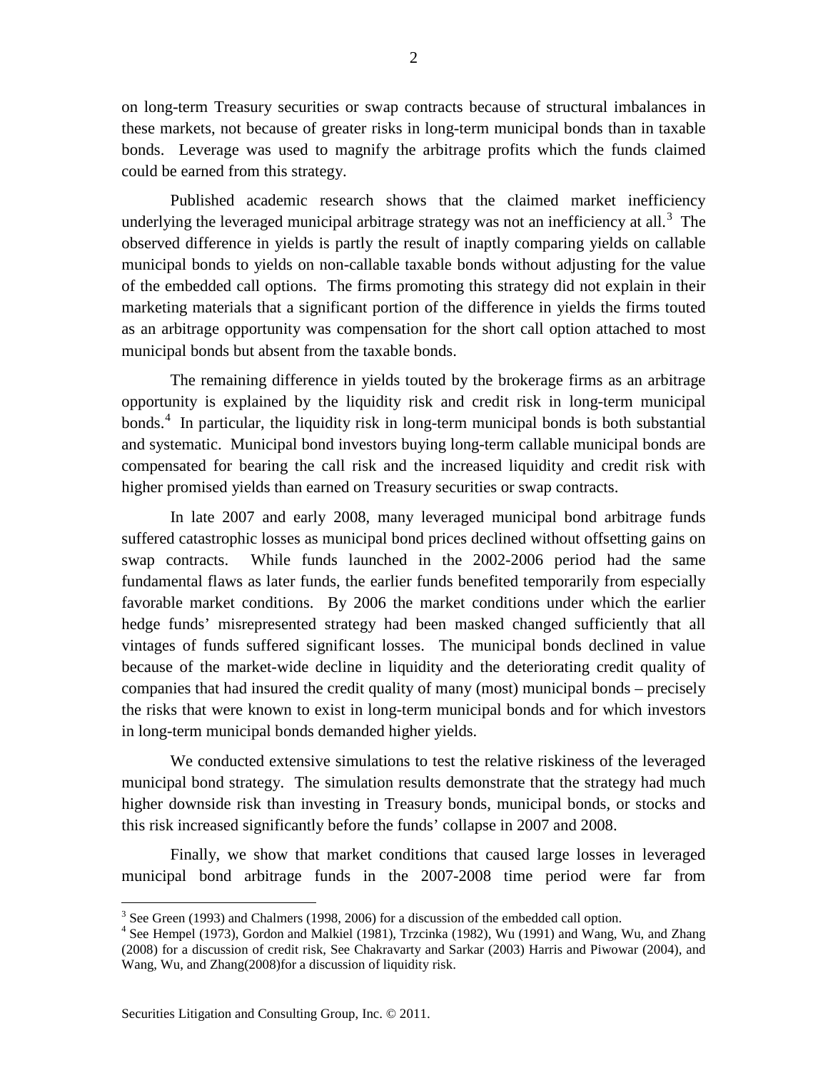on long-term Treasury securities or swap contracts because of structural imbalances in these markets, not because of greater risks in long-term municipal bonds than in taxable bonds. Leverage was used to magnify the arbitrage profits which the funds claimed could be earned from this strategy.

Published academic research shows that the claimed market inefficiency underlying the leveraged municipal arbitrage strategy was not an inefficiency at all.[3] The observed difference in yields is partly the result of inaptly comparing yields on callable municipal bonds to yields on non-callable taxable bonds without adjusting for the value of the embedded call options. The firms promoting this strategy did not explain in their marketing materials that a significant portion of the difference in yields the firms touted as an arbitrage opportunity was compensation for the short call option attached to most municipal bonds but absent from the taxable bonds.

The remaining difference in yields touted by the brokerage firms as an arbitrage opportunity is explained by the liquidity risk and credit risk in long-term municipal bonds.[4] In particular, the liquidity risk in long-term municipal bonds is both substantial and systematic. Municipal bond investors buying long-term callable municipal bonds are compensated for bearing the call risk and the increased liquidity and credit risk with higher promised yields than earned on Treasury securities or swap contracts.

In late 2007 and early 2008, many leveraged municipal bond arbitrage funds suffered catastrophic losses as municipal bond prices declined without offsetting gains on swap contracts. While funds launched in the 2002-2006 period had the same fundamental flaws as later funds, the earlier funds benefited temporarily from especially favorable market conditions. By 2006 the market conditions under which the earlier hedge funds' misrepresented strategy had been masked changed sufficiently that all vintages of funds suffered significant losses. The municipal bonds declined in value because of the market-wide decline in liquidity and the deteriorating credit quality of companies that had insured the credit quality of many (most) municipal bonds – precisely the risks that were known to exist in long-term municipal bonds and for which investors in long-term municipal bonds demanded higher yields.

We conducted extensive simulations to test the relative riskiness of the leveraged municipal bond strategy. The simulation results demonstrate that the strategy had much higher downside risk than investing in Treasury bonds, municipal bonds, or stocks and this risk increased significantly before the funds' collapse in 2007 and 2008.

Finally, we show that market conditions that caused large losses in leveraged municipal bond arbitrage funds in the 2007-2008 time period were far from

---

[3] See Green (1993) and Chalmers (1998, 2006) for a discussion of the embedded call option.

[4] See Hempel (1973), Gordon and Malkiel (1981), Trzcinka (1982), Wu (1991) and Wang, Wu, and Zhang (2008) for a discussion of credit risk, See Chakravarty and Sarkar (2003) Harris and Piwowar (2004), and Wang, Wu, and Zhang(2008)for a discussion of liquidity risk.

Securities Litigation and Consulting Group, Inc. © 2011.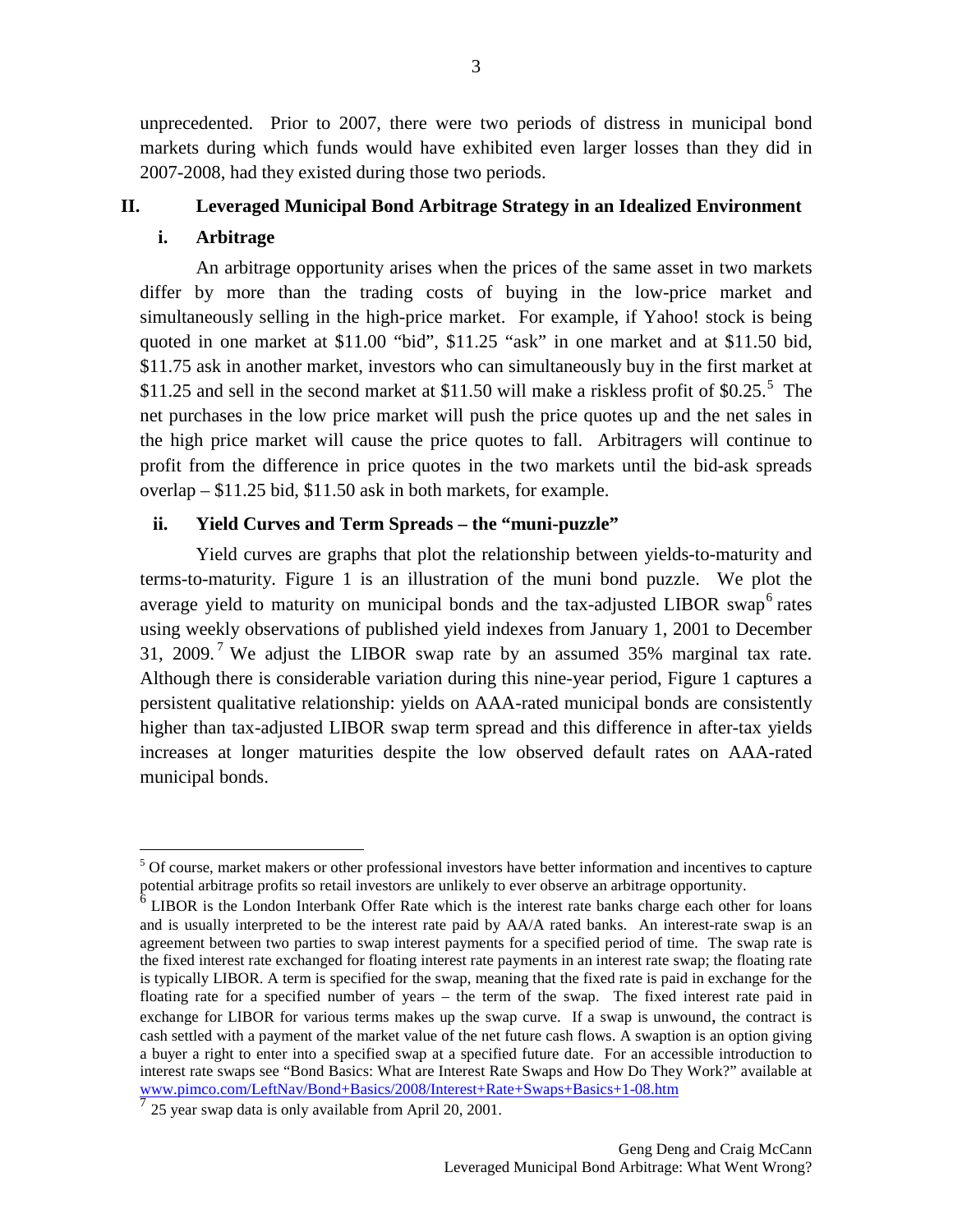unprecedented. Prior to 2007, there were two periods of distress in municipal bond markets during which funds would have exhibited even larger losses than they did in 2007-2008, had they existed during those two periods.

## II. Leveraged Municipal Bond Arbitrage Strategy in an Idealized Environment

### i. Arbitrage

An arbitrage opportunity arises when the prices of the same asset in two markets differ by more than the trading costs of buying in the low-price market and simultaneously selling in the high-price market. For example, if Yahoo! stock is being quoted in one market at $11.00 "bid", $11.25 "ask" in one market and at $11.50 bid, $11.75 ask in another market, investors who can simultaneously buy in the first market at $11.25 and sell in the second market at $11.50 will make a riskless profit of $0.25.[5] The net purchases in the low price market will push the price quotes up and the net sales in the high price market will cause the price quotes to fall. Arbitragers will continue to profit from the difference in price quotes in the two markets until the bid-ask spreads overlap – $11.25 bid, $11.50 ask in both markets, for example.

### ii. Yield Curves and Term Spreads – the "muni-puzzle"

Yield curves are graphs that plot the relationship between yields-to-maturity and terms-to-maturity. Figure 1 is an illustration of the muni bond puzzle. We plot the average yield to maturity on municipal bonds and the tax-adjusted LIBOR swap[6] rates using weekly observations of published yield indexes from January 1, 2001 to December 31, 2009.[7] We adjust the LIBOR swap rate by an assumed 35% marginal tax rate. Although there is considerable variation during this nine-year period, Figure 1 captures a persistent qualitative relationship: yields on AAA-rated municipal bonds are consistently higher than tax-adjusted LIBOR swap term spread and this difference in after-tax yields increases at longer maturities despite the low observed default rates on AAA-rated municipal bonds.

---

[5] Of course, market makers or other professional investors have better information and incentives to capture potential arbitrage profits so retail investors are unlikely to ever observe an arbitrage opportunity.

[6] LIBOR is the London Interbank Offer Rate which is the interest rate banks charge each other for loans and is usually interpreted to be the interest rate paid by AA/A rated banks. An interest-rate swap is an agreement between two parties to swap interest payments for a specified period of time. The swap rate is the fixed interest rate exchanged for floating interest rate payments in an interest rate swap; the floating rate is typically LIBOR. A term is specified for the swap, meaning that the fixed rate is paid in exchange for the floating rate for a specified number of years – the term of the swap. The fixed interest rate paid in exchange for LIBOR for various terms makes up the swap curve. If a swap is unwound, the contract is cash settled with a payment of the market value of the net future cash flows. A swaption is an option giving a buyer a right to enter into a specified swap at a specified future date. For an accessible introduction to interest rate swaps see "Bond Basics: What are Interest Rate Swaps and How Do They Work?" available at www.pimco.com/LeftNav/Bond+Basics/2008/Interest+Rate+Swaps+Basics+1-08.htm

[7] 25 year swap data is only available from April 20, 2001.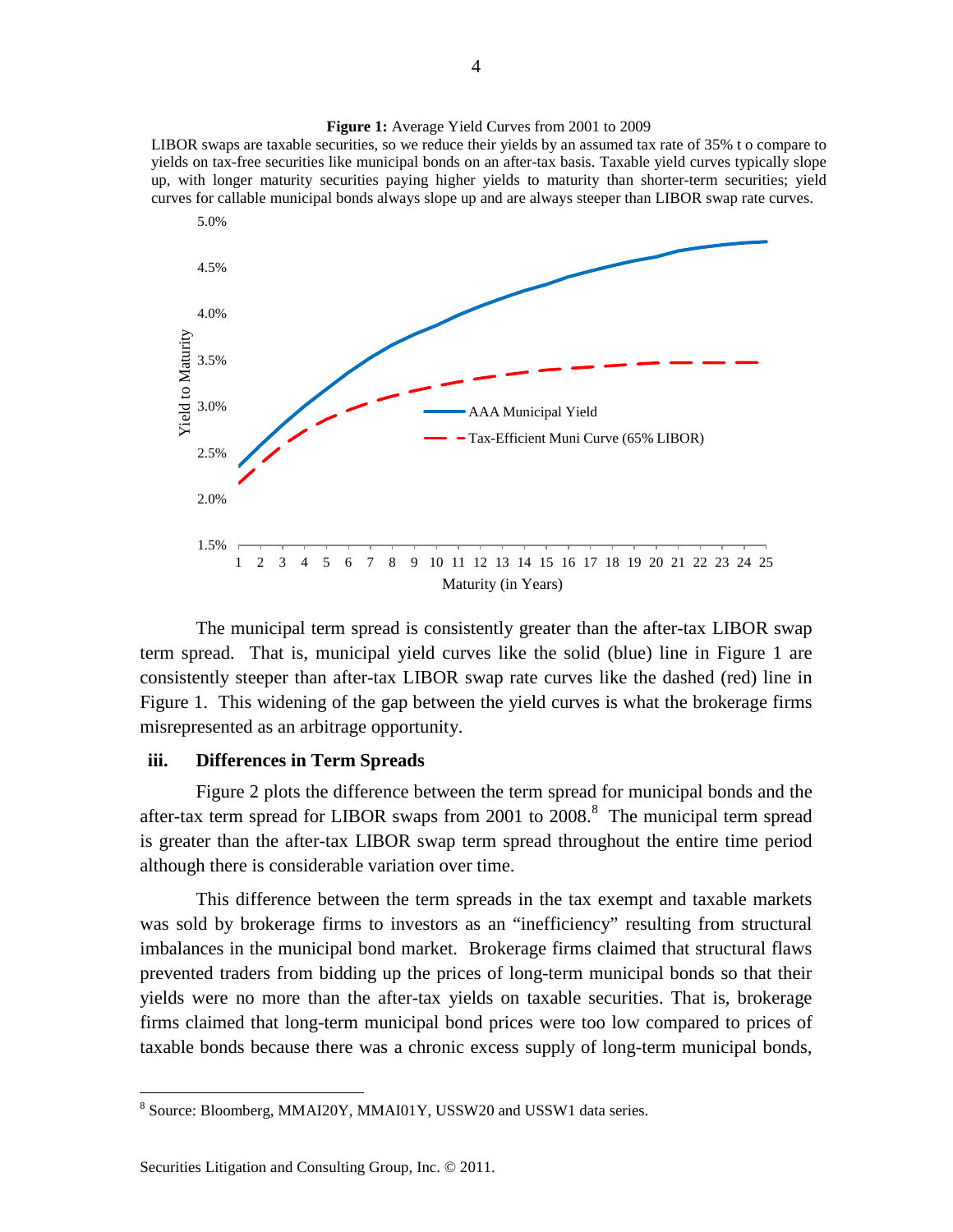**Figure 1:** Average Yield Curves from 2001 to 2009

LIBOR swaps are taxable securities, so we reduce their yields by an assumed tax rate of 35% t o compare to yields on tax-free securities like municipal bonds on an after-tax basis. Taxable yield curves typically slope up, with longer maturity securities paying higher yields to maturity than shorter-term securities; yield curves for callable municipal bonds always slope up and are always steeper than LIBOR swap rate curves.

The municipal term spread is consistently greater than the after-tax LIBOR swap term spread. That is, municipal yield curves like the solid (blue) line in Figure 1 are consistently steeper than after-tax LIBOR swap rate curves like the dashed (red) line in Figure 1. This widening of the gap between the yield curves is what the brokerage firms misrepresented as an arbitrage opportunity.

### iii. Differences in Term Spreads

Figure 2 plots the difference between the term spread for municipal bonds and the after-tax term spread for LIBOR swaps from 2001 to 2008.[8] The municipal term spread is greater than the after-tax LIBOR swap term spread throughout the entire time period although there is considerable variation over time.

This difference between the term spreads in the tax exempt and taxable markets was sold by brokerage firms to investors as an "inefficiency" resulting from structural imbalances in the municipal bond market. Brokerage firms claimed that structural flaws prevented traders from bidding up the prices of long-term municipal bonds so that their yields were no more than the after-tax yields on taxable securities. That is, brokerage firms claimed that long-term municipal bond prices were too low compared to prices of taxable bonds because there was a chronic excess supply of long-term municipal bonds,

---

[8] Source: Bloomberg, MMAI20Y, MMAI01Y, USSW20 and USSW1 data series.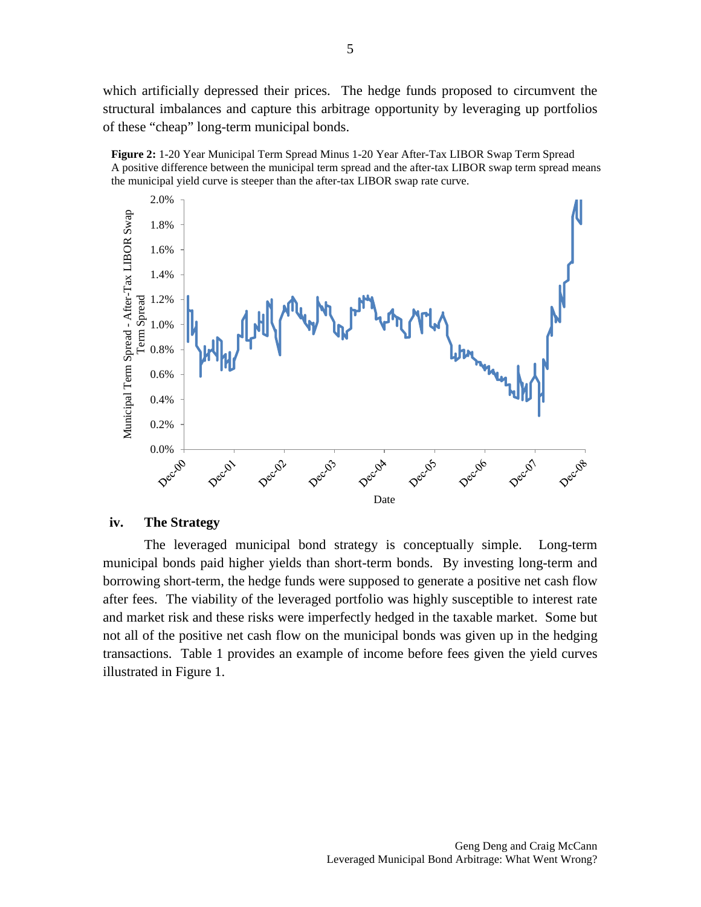which artificially depressed their prices. The hedge funds proposed to circumvent the structural imbalances and capture this arbitrage opportunity by leveraging up portfolios of these "cheap" long-term municipal bonds.

**Figure 2:** 1-20 Year Municipal Term Spread Minus 1-20 Year After-Tax LIBOR Swap Term Spread
A positive difference between the municipal term spread and the after-tax LIBOR swap term spread means the municipal yield curve is steeper than the after-tax LIBOR swap rate curve.

### iv. The Strategy

The leveraged municipal bond strategy is conceptually simple. Long-term municipal bonds paid higher yields than short-term bonds. By investing long-term and borrowing short-term, the hedge funds were supposed to generate a positive net cash flow after fees. The viability of the leveraged portfolio was highly susceptible to interest rate and market risk and these risks were imperfectly hedged in the taxable market. Some but not all of the positive net cash flow on the municipal bonds was given up in the hedging transactions. Table 1 provides an example of income before fees given the yield curves illustrated in Figure 1.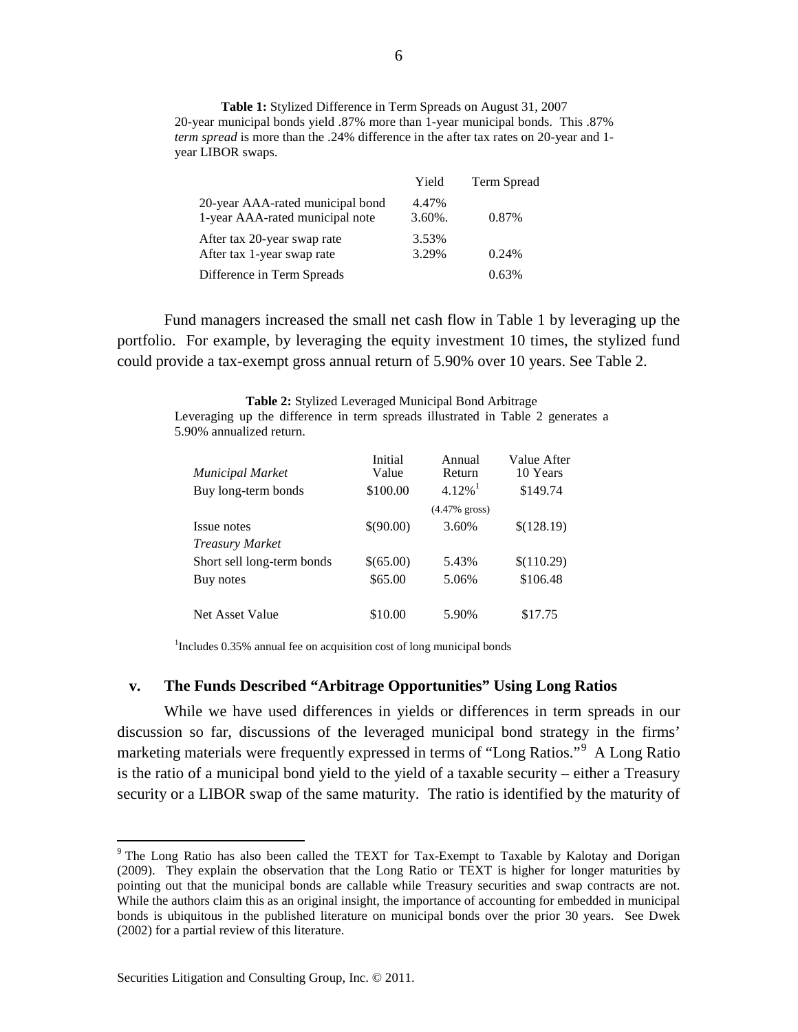**Table 1:** Stylized Difference in Term Spreads on August 31, 2007
20-year municipal bonds yield .87% more than 1-year municipal bonds. This .87% *term spread* is more than the .24% difference in the after tax rates on 20-year and 1-year LIBOR swaps.

| | Yield | Term Spread |
|---|---|---|
| 20-year AAA-rated municipal bond | 4.47% | |
| 1-year AAA-rated municipal note | 3.60%. | 0.87% |
| After tax 20-year swap rate | 3.53% | |
| After tax 1-year swap rate | 3.29% | 0.24% |
| Difference in Term Spreads | | 0.63% |

Fund managers increased the small net cash flow in Table 1 by leveraging up the portfolio. For example, by leveraging the equity investment 10 times, the stylized fund could provide a tax-exempt gross annual return of 5.90% over 10 years. See Table 2.

**Table 2:** Stylized Leveraged Municipal Bond Arbitrage
Leveraging up the difference in term spreads illustrated in Table 2 generates a 5.90% annualized return.

| *Municipal Market* | Initial Value | Annual Return | Value After 10 Years |
|---|---|---|---|
| Buy long-term bonds | \$100.00 | 4.12%[1] (4.47% gross) | \$149.74 |
| Issue notes | \$(90.00) | 3.60% | \$(128.19) |
| *Treasury Market* | | | |
| Short sell long-term bonds | \$(65.00) | 5.43% | \$(110.29) |
| Buy notes | \$65.00 | 5.06% | \$106.48 |
| Net Asset Value | \$10.00 | 5.90% | \$17.75 |

[1]Includes 0.35% annual fee on acquisition cost of long municipal bonds

### v. The Funds Described "Arbitrage Opportunities" Using Long Ratios

While we have used differences in yields or differences in term spreads in our discussion so far, discussions of the leveraged municipal bond strategy in the firms' marketing materials were frequently expressed in terms of "Long Ratios."[9] A Long Ratio is the ratio of a municipal bond yield to the yield of a taxable security – either a Treasury security or a LIBOR swap of the same maturity. The ratio is identified by the maturity of

[9] The Long Ratio has also been called the TEXT for Tax-Exempt to Taxable by Kalotay and Dorigan (2009). They explain the observation that the Long Ratio or TEXT is higher for longer maturities by pointing out that the municipal bonds are callable while Treasury securities and swap contracts are not. While the authors claim this as an original insight, the importance of accounting for embedded in municipal bonds is ubiquitous in the published literature on municipal bonds over the prior 30 years. See Dwek (2002) for a partial review of this literature.

Securities Litigation and Consulting Group, Inc. © 2011.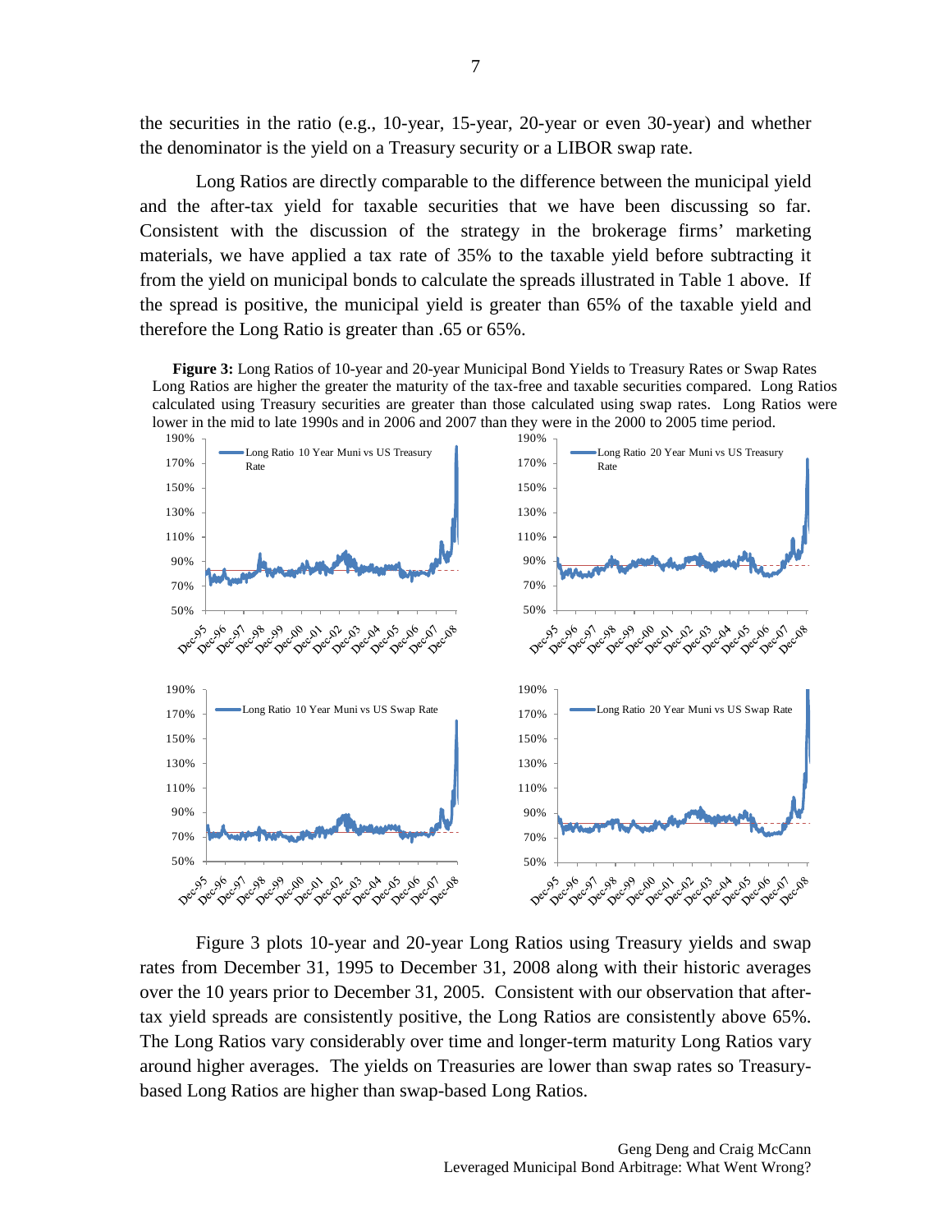the securities in the ratio (e.g., 10-year, 15-year, 20-year or even 30-year) and whether the denominator is the yield on a Treasury security or a LIBOR swap rate.

Long Ratios are directly comparable to the difference between the municipal yield and the after-tax yield for taxable securities that we have been discussing so far. Consistent with the discussion of the strategy in the brokerage firms' marketing materials, we have applied a tax rate of 35% to the taxable yield before subtracting it from the yield on municipal bonds to calculate the spreads illustrated in Table 1 above. If the spread is positive, the municipal yield is greater than 65% of the taxable yield and therefore the Long Ratio is greater than .65 or 65%.

**Figure 3:** Long Ratios of 10-year and 20-year Municipal Bond Yields to Treasury Rates or Swap Rates
Long Ratios are higher the greater the maturity of the tax-free and taxable securities compared. Long Ratios calculated using Treasury securities are greater than those calculated using swap rates. Long Ratios were lower in the mid to late 1990s and in 2006 and 2007 than they were in the 2000 to 2005 time period.

Figure 3 plots 10-year and 20-year Long Ratios using Treasury yields and swap rates from December 31, 1995 to December 31, 2008 along with their historic averages over the 10 years prior to December 31, 2005. Consistent with our observation that after-tax yield spreads are consistently positive, the Long Ratios are consistently above 65%. The Long Ratios vary considerably over time and longer-term maturity Long Ratios vary around higher averages. The yields on Treasuries are lower than swap rates so Treasury-based Long Ratios are higher than swap-based Long Ratios.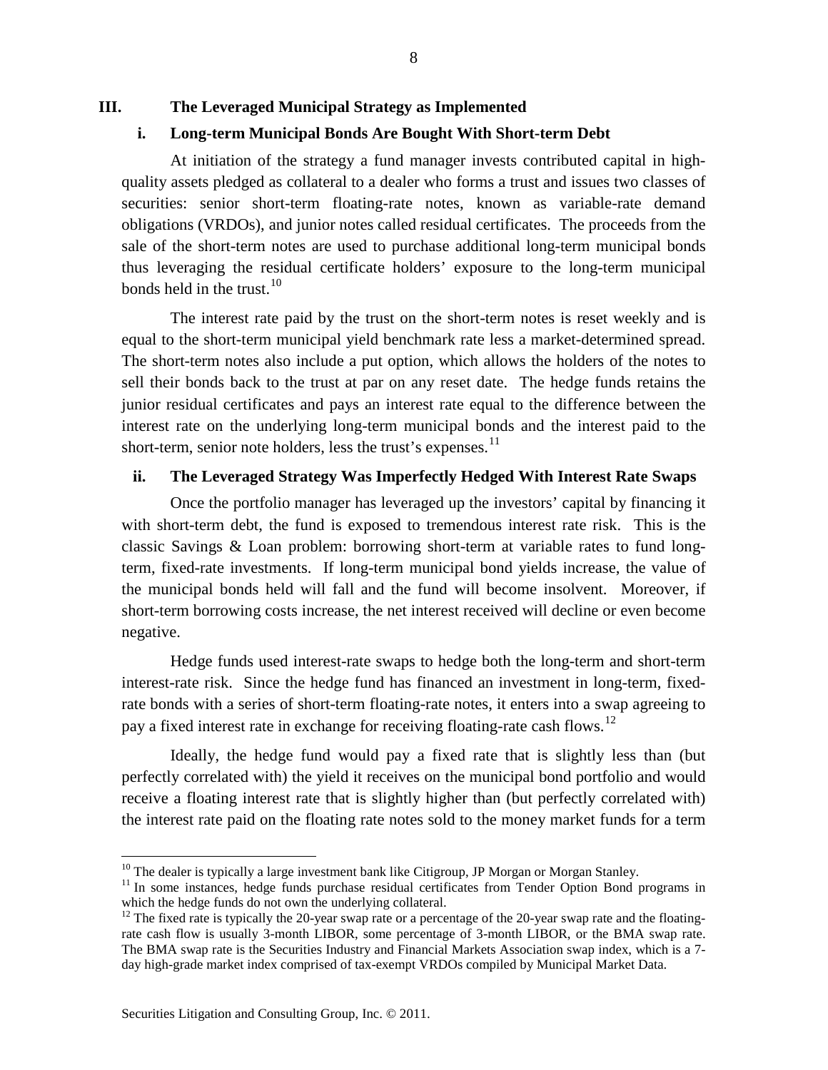## III. The Leveraged Municipal Strategy as Implemented

### i. Long-term Municipal Bonds Are Bought With Short-term Debt

At initiation of the strategy a fund manager invests contributed capital in high-quality assets pledged as collateral to a dealer who forms a trust and issues two classes of securities: senior short-term floating-rate notes, known as variable-rate demand obligations (VRDOs), and junior notes called residual certificates. The proceeds from the sale of the short-term notes are used to purchase additional long-term municipal bonds thus leveraging the residual certificate holders' exposure to the long-term municipal bonds held in the trust.[10]

The interest rate paid by the trust on the short-term notes is reset weekly and is equal to the short-term municipal yield benchmark rate less a market-determined spread. The short-term notes also include a put option, which allows the holders of the notes to sell their bonds back to the trust at par on any reset date. The hedge funds retains the junior residual certificates and pays an interest rate equal to the difference between the interest rate on the underlying long-term municipal bonds and the interest paid to the short-term, senior note holders, less the trust's expenses.[11]

### ii. The Leveraged Strategy Was Imperfectly Hedged With Interest Rate Swaps

Once the portfolio manager has leveraged up the investors' capital by financing it with short-term debt, the fund is exposed to tremendous interest rate risk. This is the classic Savings & Loan problem: borrowing short-term at variable rates to fund long-term, fixed-rate investments. If long-term municipal bond yields increase, the value of the municipal bonds held will fall and the fund will become insolvent. Moreover, if short-term borrowing costs increase, the net interest received will decline or even become negative.

Hedge funds used interest-rate swaps to hedge both the long-term and short-term interest-rate risk. Since the hedge fund has financed an investment in long-term, fixed-rate bonds with a series of short-term floating-rate notes, it enters into a swap agreeing to pay a fixed interest rate in exchange for receiving floating-rate cash flows.[12]

Ideally, the hedge fund would pay a fixed rate that is slightly less than (but perfectly correlated with) the yield it receives on the municipal bond portfolio and would receive a floating interest rate that is slightly higher than (but perfectly correlated with) the interest rate paid on the floating rate notes sold to the money market funds for a term

---

[10] The dealer is typically a large investment bank like Citigroup, JP Morgan or Morgan Stanley.

[11] In some instances, hedge funds purchase residual certificates from Tender Option Bond programs in which the hedge funds do not own the underlying collateral.

[12] The fixed rate is typically the 20-year swap rate or a percentage of the 20-year swap rate and the floating-rate cash flow is usually 3-month LIBOR, some percentage of 3-month LIBOR, or the BMA swap rate. The BMA swap rate is the Securities Industry and Financial Markets Association swap index, which is a 7-day high-grade market index comprised of tax-exempt VRDOs compiled by Municipal Market Data.

Securities Litigation and Consulting Group, Inc. © 2011.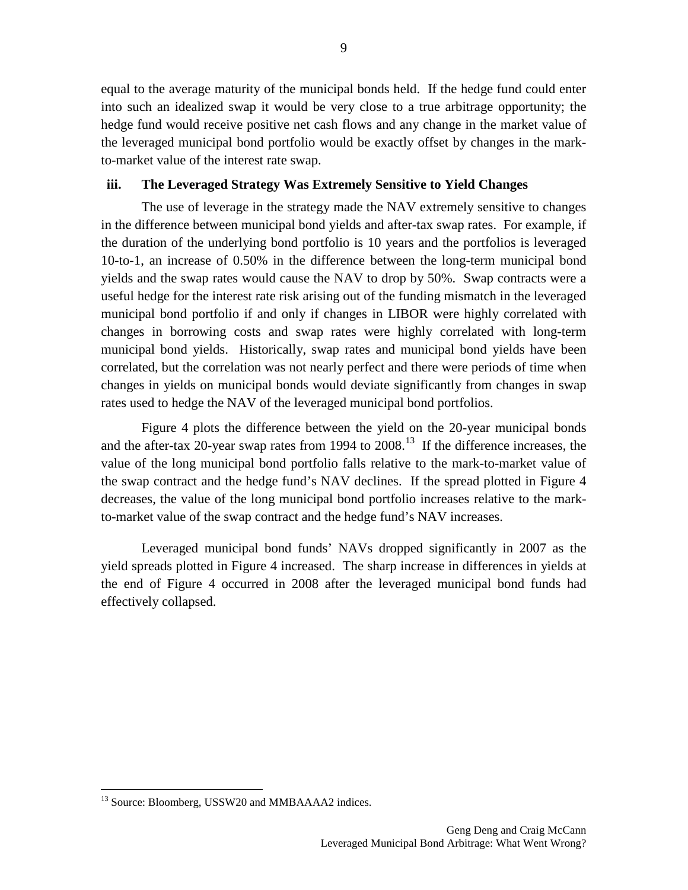equal to the average maturity of the municipal bonds held. If the hedge fund could enter into such an idealized swap it would be very close to a true arbitrage opportunity; the hedge fund would receive positive net cash flows and any change in the market value of the leveraged municipal bond portfolio would be exactly offset by changes in the mark-to-market value of the interest rate swap.

### iii. The Leveraged Strategy Was Extremely Sensitive to Yield Changes

The use of leverage in the strategy made the NAV extremely sensitive to changes in the difference between municipal bond yields and after-tax swap rates. For example, if the duration of the underlying bond portfolio is 10 years and the portfolios is leveraged 10-to-1, an increase of 0.50% in the difference between the long-term municipal bond yields and the swap rates would cause the NAV to drop by 50%. Swap contracts were a useful hedge for the interest rate risk arising out of the funding mismatch in the leveraged municipal bond portfolio if and only if changes in LIBOR were highly correlated with changes in borrowing costs and swap rates were highly correlated with long-term municipal bond yields. Historically, swap rates and municipal bond yields have been correlated, but the correlation was not nearly perfect and there were periods of time when changes in yields on municipal bonds would deviate significantly from changes in swap rates used to hedge the NAV of the leveraged municipal bond portfolios.

Figure 4 plots the difference between the yield on the 20-year municipal bonds and the after-tax 20-year swap rates from 1994 to 2008.[13] If the difference increases, the value of the long municipal bond portfolio falls relative to the mark-to-market value of the swap contract and the hedge fund's NAV declines. If the spread plotted in Figure 4 decreases, the value of the long municipal bond portfolio increases relative to the mark-to-market value of the swap contract and the hedge fund's NAV increases.

Leveraged municipal bond funds' NAVs dropped significantly in 2007 as the yield spreads plotted in Figure 4 increased. The sharp increase in differences in yields at the end of Figure 4 occurred in 2008 after the leveraged municipal bond funds had effectively collapsed.

---

[13] Source: Bloomberg, USSW20 and MMBAAAA2 indices.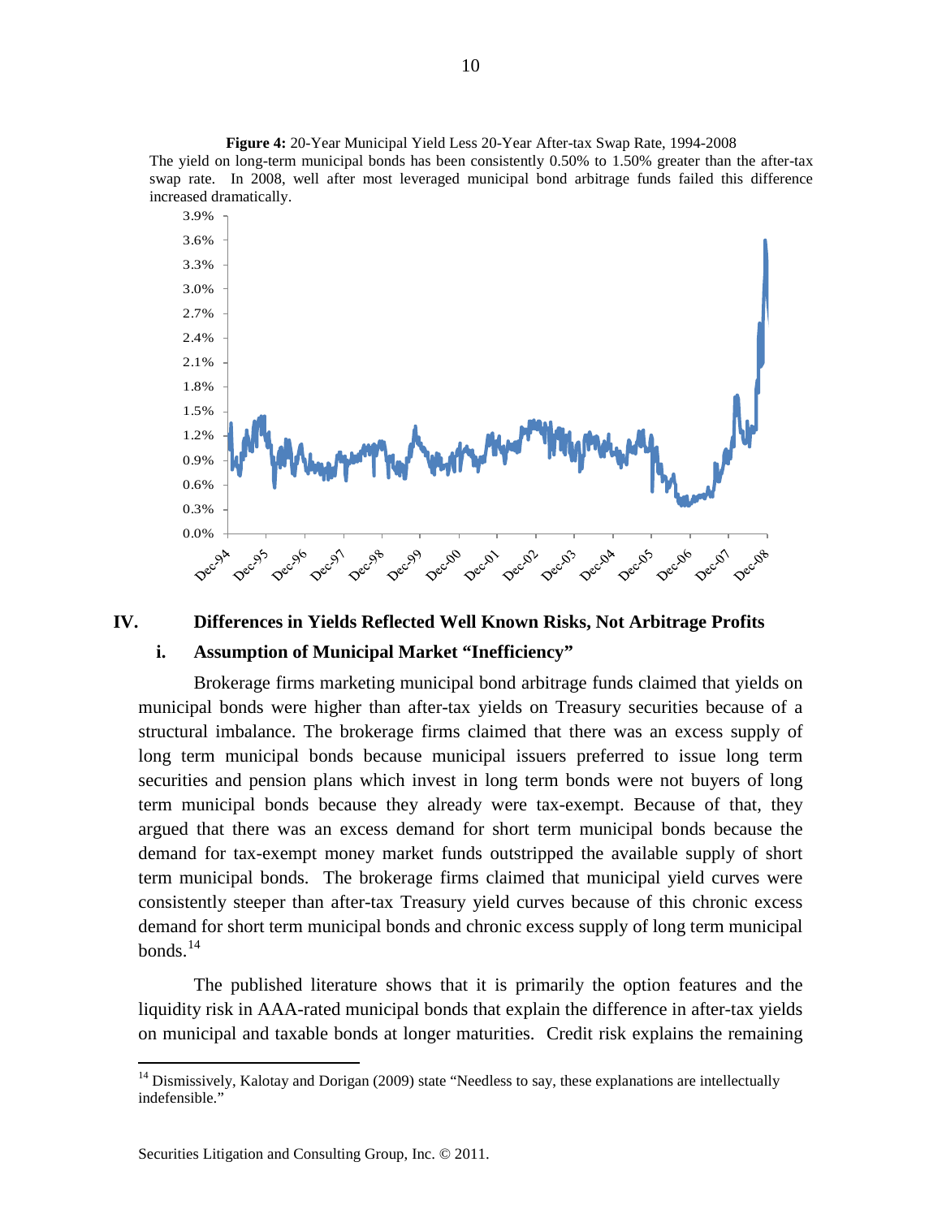**Figure 4:** 20-Year Municipal Yield Less 20-Year After-tax Swap Rate, 1994-2008

The yield on long-term municipal bonds has been consistently 0.50% to 1.50% greater than the after-tax swap rate. In 2008, well after most leveraged municipal bond arbitrage funds failed this difference increased dramatically.

## IV. Differences in Yields Reflected Well Known Risks, Not Arbitrage Profits

### i. Assumption of Municipal Market "Inefficiency"

Brokerage firms marketing municipal bond arbitrage funds claimed that yields on municipal bonds were higher than after-tax yields on Treasury securities because of a structural imbalance. The brokerage firms claimed that there was an excess supply of long term municipal bonds because municipal issuers preferred to issue long term securities and pension plans which invest in long term bonds were not buyers of long term municipal bonds because they already were tax-exempt. Because of that, they argued that there was an excess demand for short term municipal bonds because the demand for tax-exempt money market funds outstripped the available supply of short term municipal bonds. The brokerage firms claimed that municipal yield curves were consistently steeper than after-tax Treasury yield curves because of this chronic excess demand for short term municipal bonds and chronic excess supply of long term municipal bonds.[14]

The published literature shows that it is primarily the option features and the liquidity risk in AAA-rated municipal bonds that explain the difference in after-tax yields on municipal and taxable bonds at longer maturities. Credit risk explains the remaining

---

[14] Dismissively, Kalotay and Dorigan (2009) state "Needless to say, these explanations are intellectually indefensible."

Securities Litigation and Consulting Group, Inc. © 2011.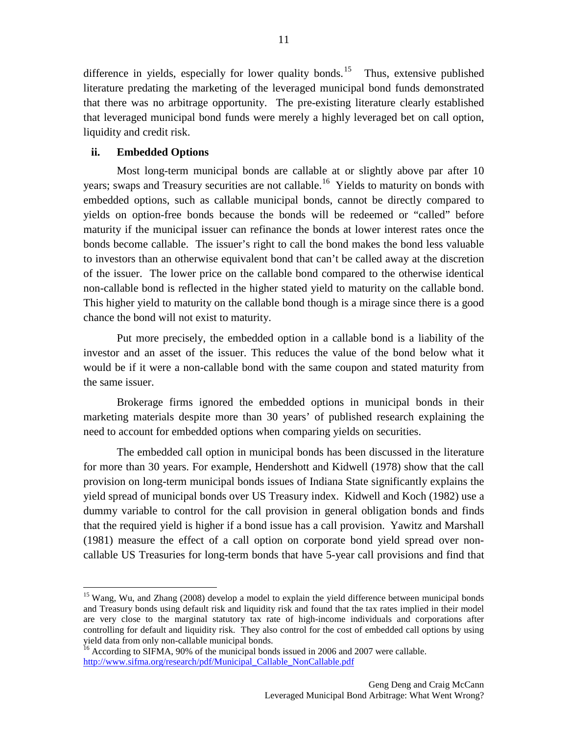difference in yields, especially for lower quality bonds.[15] Thus, extensive published literature predating the marketing of the leveraged municipal bond funds demonstrated that there was no arbitrage opportunity. The pre-existing literature clearly established that leveraged municipal bond funds were merely a highly leveraged bet on call option, liquidity and credit risk.

### ii. Embedded Options

Most long-term municipal bonds are callable at or slightly above par after 10 years; swaps and Treasury securities are not callable.[16] Yields to maturity on bonds with embedded options, such as callable municipal bonds, cannot be directly compared to yields on option-free bonds because the bonds will be redeemed or "called" before maturity if the municipal issuer can refinance the bonds at lower interest rates once the bonds become callable. The issuer's right to call the bond makes the bond less valuable to investors than an otherwise equivalent bond that can't be called away at the discretion of the issuer. The lower price on the callable bond compared to the otherwise identical non-callable bond is reflected in the higher stated yield to maturity on the callable bond. This higher yield to maturity on the callable bond though is a mirage since there is a good chance the bond will not exist to maturity.

Put more precisely, the embedded option in a callable bond is a liability of the investor and an asset of the issuer. This reduces the value of the bond below what it would be if it were a non-callable bond with the same coupon and stated maturity from the same issuer.

Brokerage firms ignored the embedded options in municipal bonds in their marketing materials despite more than 30 years' of published research explaining the need to account for embedded options when comparing yields on securities.

The embedded call option in municipal bonds has been discussed in the literature for more than 30 years. For example, Hendershott and Kidwell (1978) show that the call provision on long-term municipal bonds issues of Indiana State significantly explains the yield spread of municipal bonds over US Treasury index. Kidwell and Koch (1982) use a dummy variable to control for the call provision in general obligation bonds and finds that the required yield is higher if a bond issue has a call provision. Yawitz and Marshall (1981) measure the effect of a call option on corporate bond yield spread over non-callable US Treasuries for long-term bonds that have 5-year call provisions and find that

---

[15] Wang, Wu, and Zhang (2008) develop a model to explain the yield difference between municipal bonds and Treasury bonds using default risk and liquidity risk and found that the tax rates implied in their model are very close to the marginal statutory tax rate of high-income individuals and corporations after controlling for default and liquidity risk. They also control for the cost of embedded call options by using yield data from only non-callable municipal bonds.

[16] According to SIFMA, 90% of the municipal bonds issued in 2006 and 2007 were callable. http://www.sifma.org/research/pdf/Municipal_Callable_NonCallable.pdf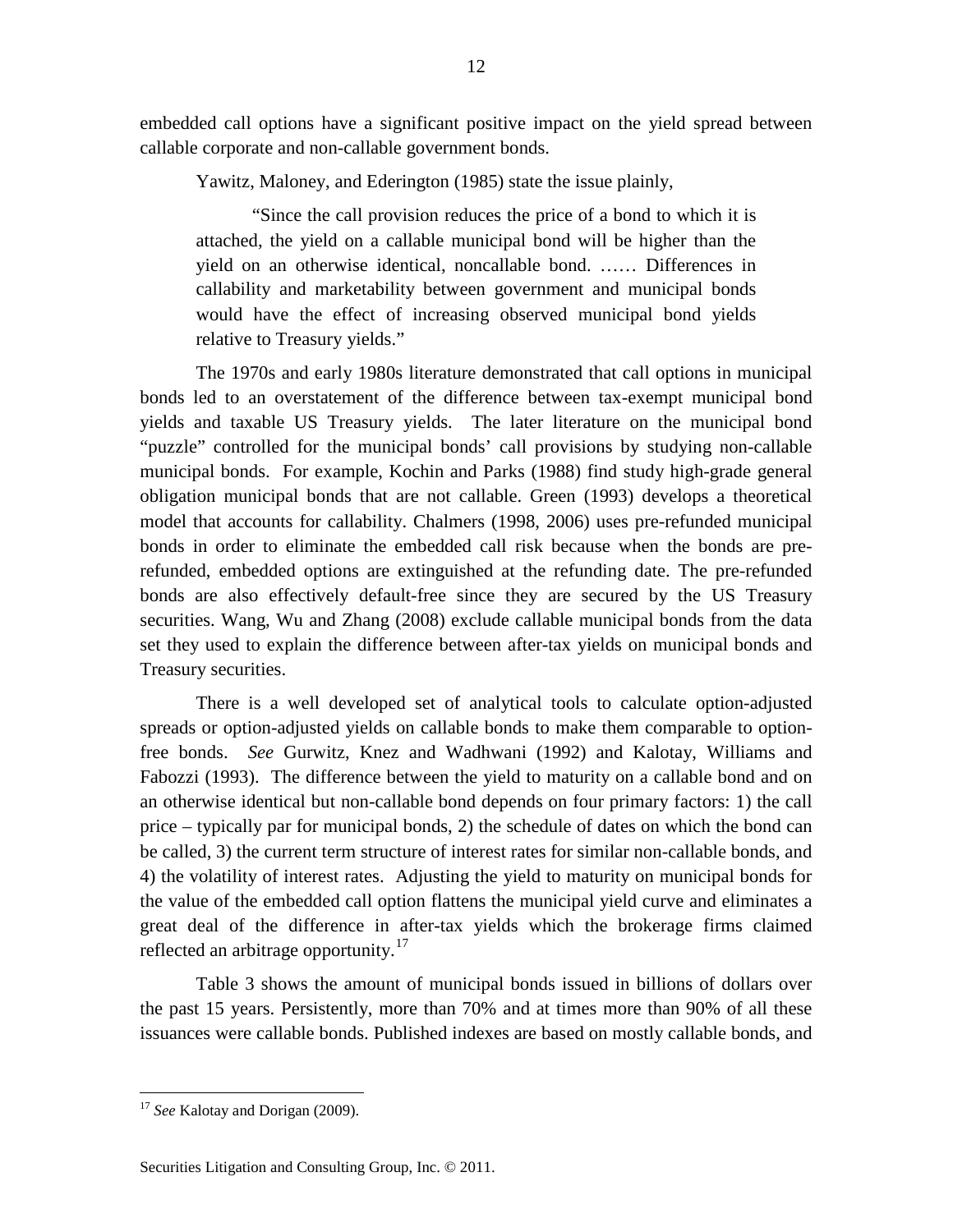embedded call options have a significant positive impact on the yield spread between callable corporate and non-callable government bonds.

Yawitz, Maloney, and Ederington (1985) state the issue plainly,

> "Since the call provision reduces the price of a bond to which it is attached, the yield on a callable municipal bond will be higher than the yield on an otherwise identical, noncallable bond. …… Differences in callability and marketability between government and municipal bonds would have the effect of increasing observed municipal bond yields relative to Treasury yields."

The 1970s and early 1980s literature demonstrated that call options in municipal bonds led to an overstatement of the difference between tax-exempt municipal bond yields and taxable US Treasury yields. The later literature on the municipal bond "puzzle" controlled for the municipal bonds' call provisions by studying non-callable municipal bonds. For example, Kochin and Parks (1988) find study high-grade general obligation municipal bonds that are not callable. Green (1993) develops a theoretical model that accounts for callability. Chalmers (1998, 2006) uses pre-refunded municipal bonds in order to eliminate the embedded call risk because when the bonds are pre-refunded, embedded options are extinguished at the refunding date. The pre-refunded bonds are also effectively default-free since they are secured by the US Treasury securities. Wang, Wu and Zhang (2008) exclude callable municipal bonds from the data set they used to explain the difference between after-tax yields on municipal bonds and Treasury securities.

There is a well developed set of analytical tools to calculate option-adjusted spreads or option-adjusted yields on callable bonds to make them comparable to option-free bonds. *See* Gurwitz, Knez and Wadhwani (1992) and Kalotay, Williams and Fabozzi (1993). The difference between the yield to maturity on a callable bond and on an otherwise identical but non-callable bond depends on four primary factors: 1) the call price – typically par for municipal bonds, 2) the schedule of dates on which the bond can be called, 3) the current term structure of interest rates for similar non-callable bonds, and 4) the volatility of interest rates. Adjusting the yield to maturity on municipal bonds for the value of the embedded call option flattens the municipal yield curve and eliminates a great deal of the difference in after-tax yields which the brokerage firms claimed reflected an arbitrage opportunity.[17]

Table 3 shows the amount of municipal bonds issued in billions of dollars over the past 15 years. Persistently, more than 70% and at times more than 90% of all these issuances were callable bonds. Published indexes are based on mostly callable bonds, and

---

[17] *See* Kalotay and Dorigan (2009).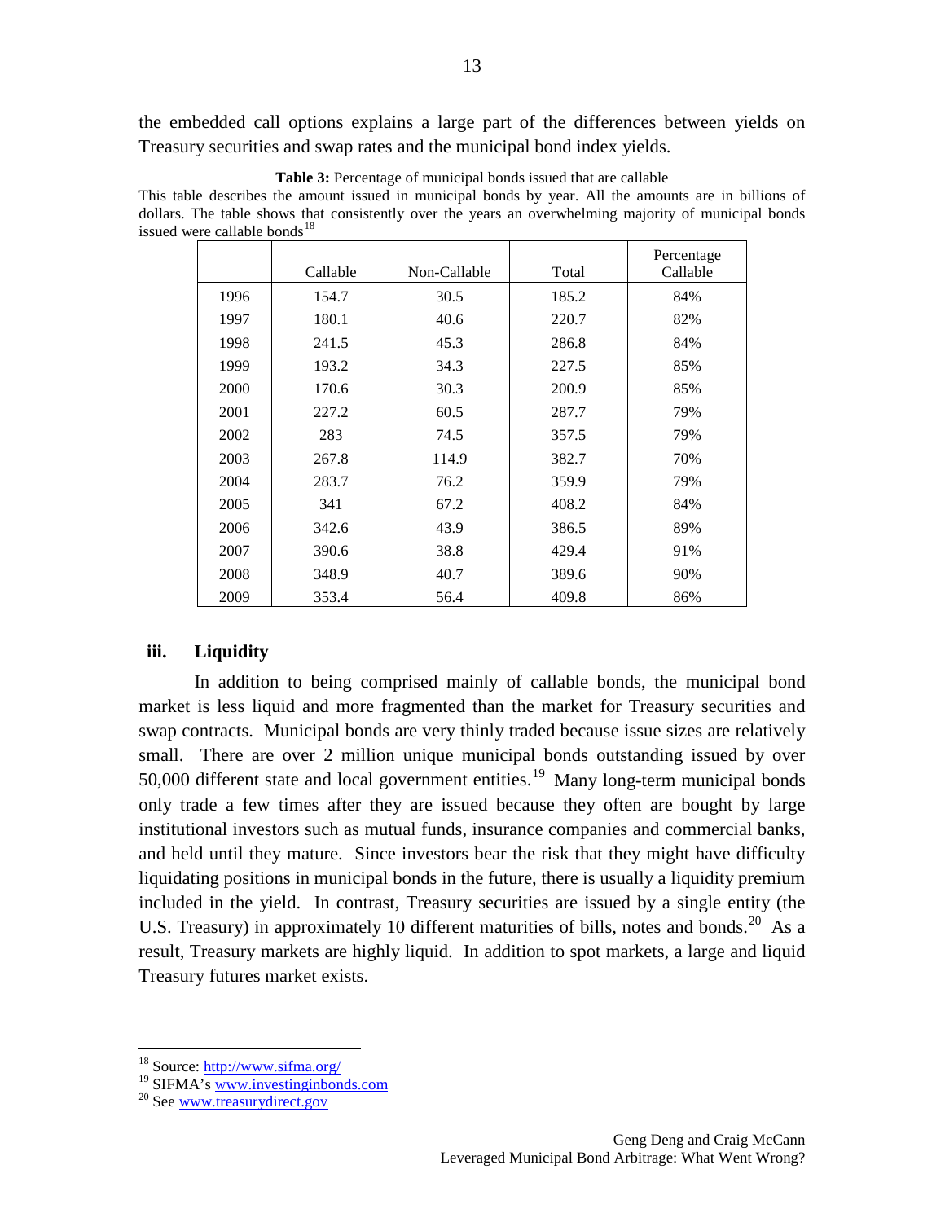the embedded call options explains a large part of the differences between yields on Treasury securities and swap rates and the municipal bond index yields.

**Table 3:** Percentage of municipal bonds issued that are callable

This table describes the amount issued in municipal bonds by year. All the amounts are in billions of dollars. The table shows that consistently over the years an overwhelming majority of municipal bonds issued were callable bonds[18]

| | Callable | Non-Callable | Total | Percentage Callable |
|---|---|---|---|---|
| 1996 | 154.7 | 30.5 | 185.2 | 84% |
| 1997 | 180.1 | 40.6 | 220.7 | 82% |
| 1998 | 241.5 | 45.3 | 286.8 | 84% |
| 1999 | 193.2 | 34.3 | 227.5 | 85% |
| 2000 | 170.6 | 30.3 | 200.9 | 85% |
| 2001 | 227.2 | 60.5 | 287.7 | 79% |
| 2002 | 283 | 74.5 | 357.5 | 79% |
| 2003 | 267.8 | 114.9 | 382.7 | 70% |
| 2004 | 283.7 | 76.2 | 359.9 | 79% |
| 2005 | 341 | 67.2 | 408.2 | 84% |
| 2006 | 342.6 | 43.9 | 386.5 | 89% |
| 2007 | 390.6 | 38.8 | 429.4 | 91% |
| 2008 | 348.9 | 40.7 | 389.6 | 90% |
| 2009 | 353.4 | 56.4 | 409.8 | 86% |

### iii. Liquidity

In addition to being comprised mainly of callable bonds, the municipal bond market is less liquid and more fragmented than the market for Treasury securities and swap contracts. Municipal bonds are very thinly traded because issue sizes are relatively small. There are over 2 million unique municipal bonds outstanding issued by over 50,000 different state and local government entities.[19] Many long-term municipal bonds only trade a few times after they are issued because they often are bought by large institutional investors such as mutual funds, insurance companies and commercial banks, and held until they mature. Since investors bear the risk that they might have difficulty liquidating positions in municipal bonds in the future, there is usually a liquidity premium included in the yield. In contrast, Treasury securities are issued by a single entity (the U.S. Treasury) in approximately 10 different maturities of bills, notes and bonds.[20] As a result, Treasury markets are highly liquid. In addition to spot markets, a large and liquid Treasury futures market exists.

[18] Source: http://www.sifma.org/

[19] SIFMA's www.investinginbonds.com

[20] See www.treasurydirect.gov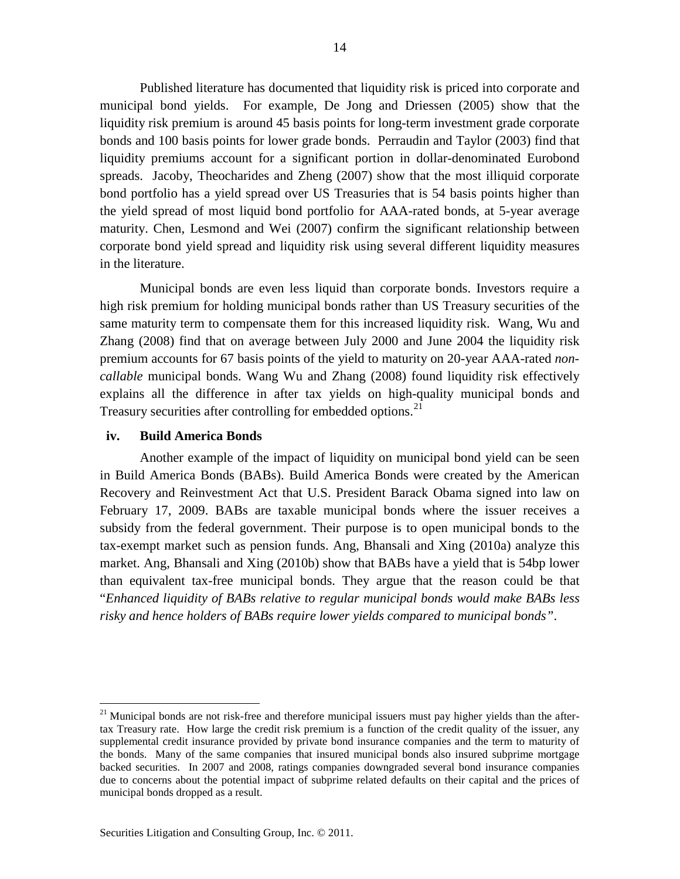Published literature has documented that liquidity risk is priced into corporate and municipal bond yields. For example, De Jong and Driessen (2005) show that the liquidity risk premium is around 45 basis points for long-term investment grade corporate bonds and 100 basis points for lower grade bonds. Perraudin and Taylor (2003) find that liquidity premiums account for a significant portion in dollar-denominated Eurobond spreads. Jacoby, Theocharides and Zheng (2007) show that the most illiquid corporate bond portfolio has a yield spread over US Treasuries that is 54 basis points higher than the yield spread of most liquid bond portfolio for AAA-rated bonds, at 5-year average maturity. Chen, Lesmond and Wei (2007) confirm the significant relationship between corporate bond yield spread and liquidity risk using several different liquidity measures in the literature.

Municipal bonds are even less liquid than corporate bonds. Investors require a high risk premium for holding municipal bonds rather than US Treasury securities of the same maturity term to compensate them for this increased liquidity risk. Wang, Wu and Zhang (2008) find that on average between July 2000 and June 2004 the liquidity risk premium accounts for 67 basis points of the yield to maturity on 20-year AAA-rated *non-callable* municipal bonds. Wang Wu and Zhang (2008) found liquidity risk effectively explains all the difference in after tax yields on high-quality municipal bonds and Treasury securities after controlling for embedded options.[21]

### iv. Build America Bonds

Another example of the impact of liquidity on municipal bond yield can be seen in Build America Bonds (BABs). Build America Bonds were created by the American Recovery and Reinvestment Act that U.S. President Barack Obama signed into law on February 17, 2009. BABs are taxable municipal bonds where the issuer receives a subsidy from the federal government. Their purpose is to open municipal bonds to the tax-exempt market such as pension funds. Ang, Bhansali and Xing (2010a) analyze this market. Ang, Bhansali and Xing (2010b) show that BABs have a yield that is 54bp lower than equivalent tax-free municipal bonds. They argue that the reason could be that "*Enhanced liquidity of BABs relative to regular municipal bonds would make BABs less risky and hence holders of BABs require lower yields compared to municipal bonds"*.

---

[21] Municipal bonds are not risk-free and therefore municipal issuers must pay higher yields than the after-tax Treasury rate. How large the credit risk premium is a function of the credit quality of the issuer, any supplemental credit insurance provided by private bond insurance companies and the term to maturity of the bonds. Many of the same companies that insured municipal bonds also insured subprime mortgage backed securities. In 2007 and 2008, ratings companies downgraded several bond insurance companies due to concerns about the potential impact of subprime related defaults on their capital and the prices of municipal bonds dropped as a result.

Securities Litigation and Consulting Group, Inc. © 2011.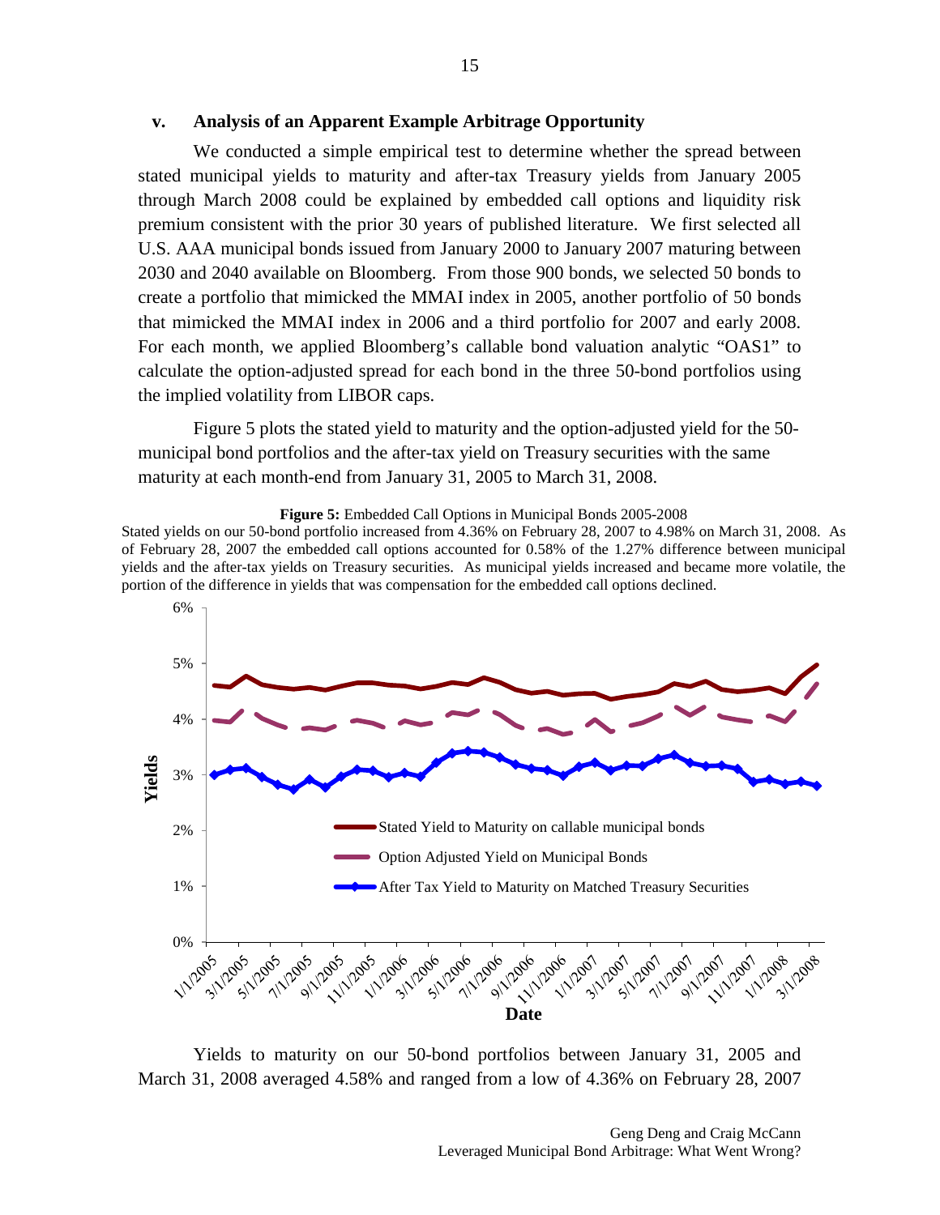### v. Analysis of an Apparent Example Arbitrage Opportunity

We conducted a simple empirical test to determine whether the spread between stated municipal yields to maturity and after-tax Treasury yields from January 2005 through March 2008 could be explained by embedded call options and liquidity risk premium consistent with the prior 30 years of published literature. We first selected all U.S. AAA municipal bonds issued from January 2000 to January 2007 maturing between 2030 and 2040 available on Bloomberg. From those 900 bonds, we selected 50 bonds to create a portfolio that mimicked the MMAI index in 2005, another portfolio of 50 bonds that mimicked the MMAI index in 2006 and a third portfolio for 2007 and early 2008. For each month, we applied Bloomberg's callable bond valuation analytic "OAS1" to calculate the option-adjusted spread for each bond in the three 50-bond portfolios using the implied volatility from LIBOR caps.

Figure 5 plots the stated yield to maturity and the option-adjusted yield for the 50-municipal bond portfolios and the after-tax yield on Treasury securities with the same maturity at each month-end from January 31, 2005 to March 31, 2008.

**Figure 5:** Embedded Call Options in Municipal Bonds 2005-2008

Stated yields on our 50-bond portfolio increased from 4.36% on February 28, 2007 to 4.98% on March 31, 2008. As of February 28, 2007 the embedded call options accounted for 0.58% of the 1.27% difference between municipal yields and the after-tax yields on Treasury securities. As municipal yields increased and became more volatile, the portion of the difference in yields that was compensation for the embedded call options declined.

Yields to maturity on our 50-bond portfolios between January 31, 2005 and March 31, 2008 averaged 4.58% and ranged from a low of 4.36% on February 28, 2007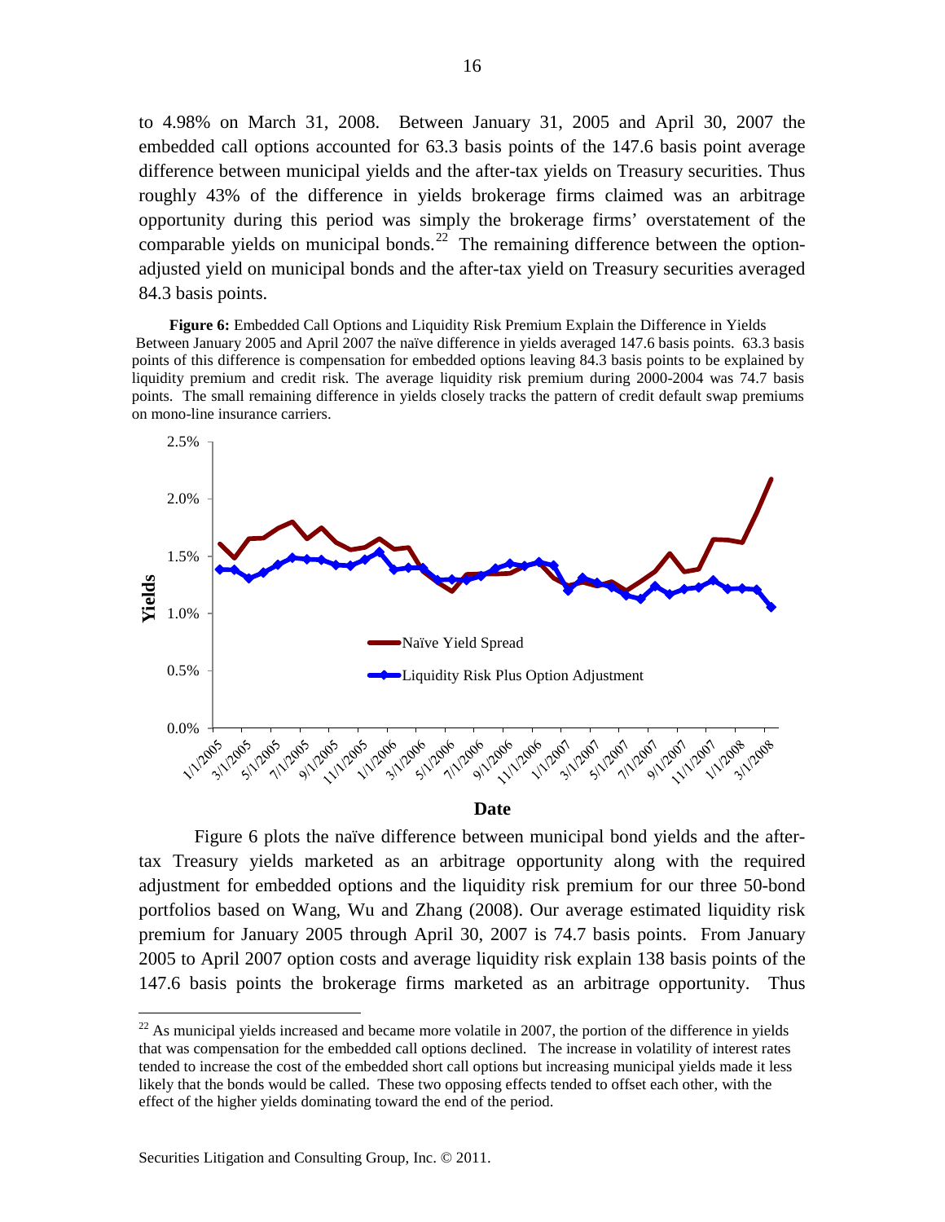to 4.98% on March 31, 2008. Between January 31, 2005 and April 30, 2007 the embedded call options accounted for 63.3 basis points of the 147.6 basis point average difference between municipal yields and the after-tax yields on Treasury securities. Thus roughly 43% of the difference in yields brokerage firms claimed was an arbitrage opportunity during this period was simply the brokerage firms' overstatement of the comparable yields on municipal bonds.[22] The remaining difference between the option-adjusted yield on municipal bonds and the after-tax yield on Treasury securities averaged 84.3 basis points.

**Figure 6:** Embedded Call Options and Liquidity Risk Premium Explain the Difference in Yields Between January 2005 and April 2007 the naïve difference in yields averaged 147.6 basis points. 63.3 basis points of this difference is compensation for embedded options leaving 84.3 basis points to be explained by liquidity premium and credit risk. The average liquidity risk premium during 2000-2004 was 74.7 basis points. The small remaining difference in yields closely tracks the pattern of credit default swap premiums on mono-line insurance carriers.

Figure 6 plots the naïve difference between municipal bond yields and the after-tax Treasury yields marketed as an arbitrage opportunity along with the required adjustment for embedded options and the liquidity risk premium for our three 50-bond portfolios based on Wang, Wu and Zhang (2008). Our average estimated liquidity risk premium for January 2005 through April 30, 2007 is 74.7 basis points. From January 2005 to April 2007 option costs and average liquidity risk explain 138 basis points of the 147.6 basis points the brokerage firms marketed as an arbitrage opportunity. Thus

[22] As municipal yields increased and became more volatile in 2007, the portion of the difference in yields that was compensation for the embedded call options declined. The increase in volatility of interest rates tended to increase the cost of the embedded short call options but increasing municipal yields made it less likely that the bonds would be called. These two opposing effects tended to offset each other, with the effect of the higher yields dominating toward the end of the period.

Securities Litigation and Consulting Group, Inc. © 2011.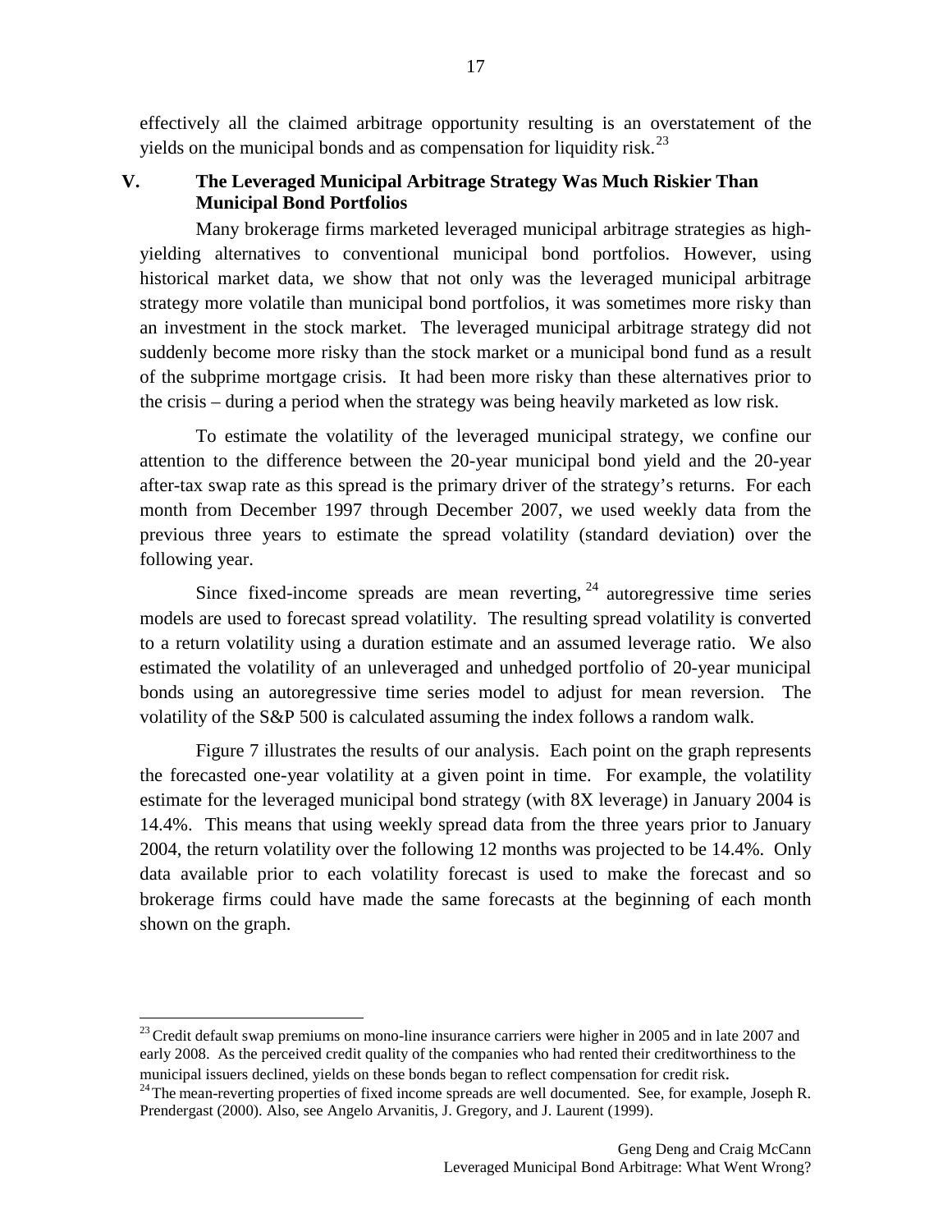effectively all the claimed arbitrage opportunity resulting is an overstatement of the yields on the municipal bonds and as compensation for liquidity risk.[23]

## V. The Leveraged Municipal Arbitrage Strategy Was Much Riskier Than Municipal Bond Portfolios

Many brokerage firms marketed leveraged municipal arbitrage strategies as high-yielding alternatives to conventional municipal bond portfolios. However, using historical market data, we show that not only was the leveraged municipal arbitrage strategy more volatile than municipal bond portfolios, it was sometimes more risky than an investment in the stock market. The leveraged municipal arbitrage strategy did not suddenly become more risky than the stock market or a municipal bond fund as a result of the subprime mortgage crisis. It had been more risky than these alternatives prior to the crisis – during a period when the strategy was being heavily marketed as low risk.

To estimate the volatility of the leveraged municipal strategy, we confine our attention to the difference between the 20-year municipal bond yield and the 20-year after-tax swap rate as this spread is the primary driver of the strategy's returns. For each month from December 1997 through December 2007, we used weekly data from the previous three years to estimate the spread volatility (standard deviation) over the following year.

Since fixed-income spreads are mean reverting,[24] autoregressive time series models are used to forecast spread volatility. The resulting spread volatility is converted to a return volatility using a duration estimate and an assumed leverage ratio. We also estimated the volatility of an unleveraged and unhedged portfolio of 20-year municipal bonds using an autoregressive time series model to adjust for mean reversion. The volatility of the S&P 500 is calculated assuming the index follows a random walk.

Figure 7 illustrates the results of our analysis. Each point on the graph represents the forecasted one-year volatility at a given point in time. For example, the volatility estimate for the leveraged municipal bond strategy (with 8X leverage) in January 2004 is 14.4%. This means that using weekly spread data from the three years prior to January 2004, the return volatility over the following 12 months was projected to be 14.4%. Only data available prior to each volatility forecast is used to make the forecast and so brokerage firms could have made the same forecasts at the beginning of each month shown on the graph.

---

[23] Credit default swap premiums on mono-line insurance carriers were higher in 2005 and in late 2007 and early 2008. As the perceived credit quality of the companies who had rented their creditworthiness to the municipal issuers declined, yields on these bonds began to reflect compensation for credit risk.

[24] The mean-reverting properties of fixed income spreads are well documented. See, for example, Joseph R. Prendergast (2000). Also, see Angelo Arvanitis, J. Gregory, and J. Laurent (1999).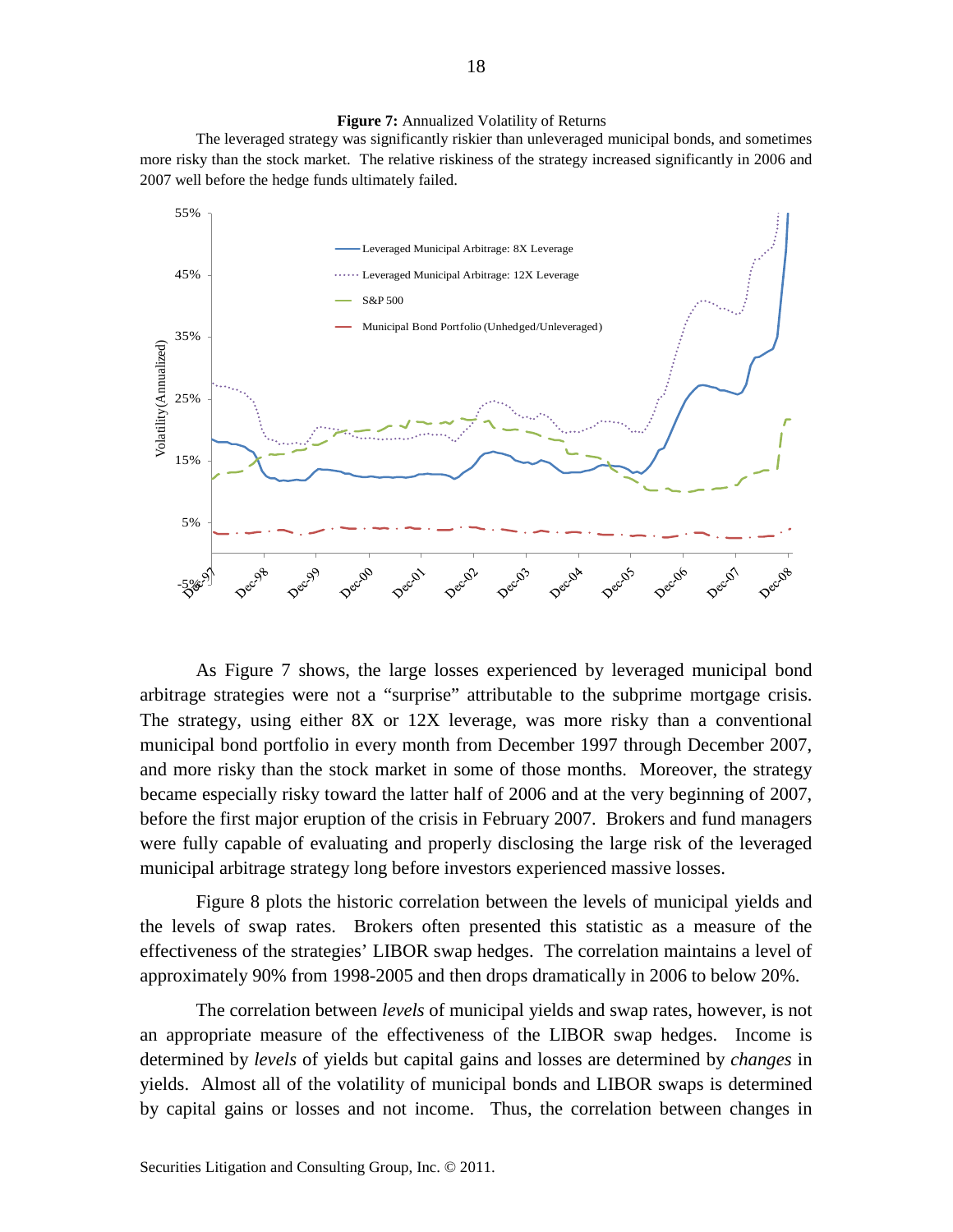**Figure 7:** Annualized Volatility of Returns

The leveraged strategy was significantly riskier than unleveraged municipal bonds, and sometimes more risky than the stock market. The relative riskiness of the strategy increased significantly in 2006 and 2007 well before the hedge funds ultimately failed.

As Figure 7 shows, the large losses experienced by leveraged municipal bond arbitrage strategies were not a "surprise" attributable to the subprime mortgage crisis. The strategy, using either 8X or 12X leverage, was more risky than a conventional municipal bond portfolio in every month from December 1997 through December 2007, and more risky than the stock market in some of those months. Moreover, the strategy became especially risky toward the latter half of 2006 and at the very beginning of 2007, before the first major eruption of the crisis in February 2007. Brokers and fund managers were fully capable of evaluating and properly disclosing the large risk of the leveraged municipal arbitrage strategy long before investors experienced massive losses.

Figure 8 plots the historic correlation between the levels of municipal yields and the levels of swap rates. Brokers often presented this statistic as a measure of the effectiveness of the strategies' LIBOR swap hedges. The correlation maintains a level of approximately 90% from 1998-2005 and then drops dramatically in 2006 to below 20%.

The correlation between *levels* of municipal yields and swap rates, however, is not an appropriate measure of the effectiveness of the LIBOR swap hedges. Income is determined by *levels* of yields but capital gains and losses are determined by *changes* in yields. Almost all of the volatility of municipal bonds and LIBOR swaps is determined by capital gains or losses and not income. Thus, the correlation between changes in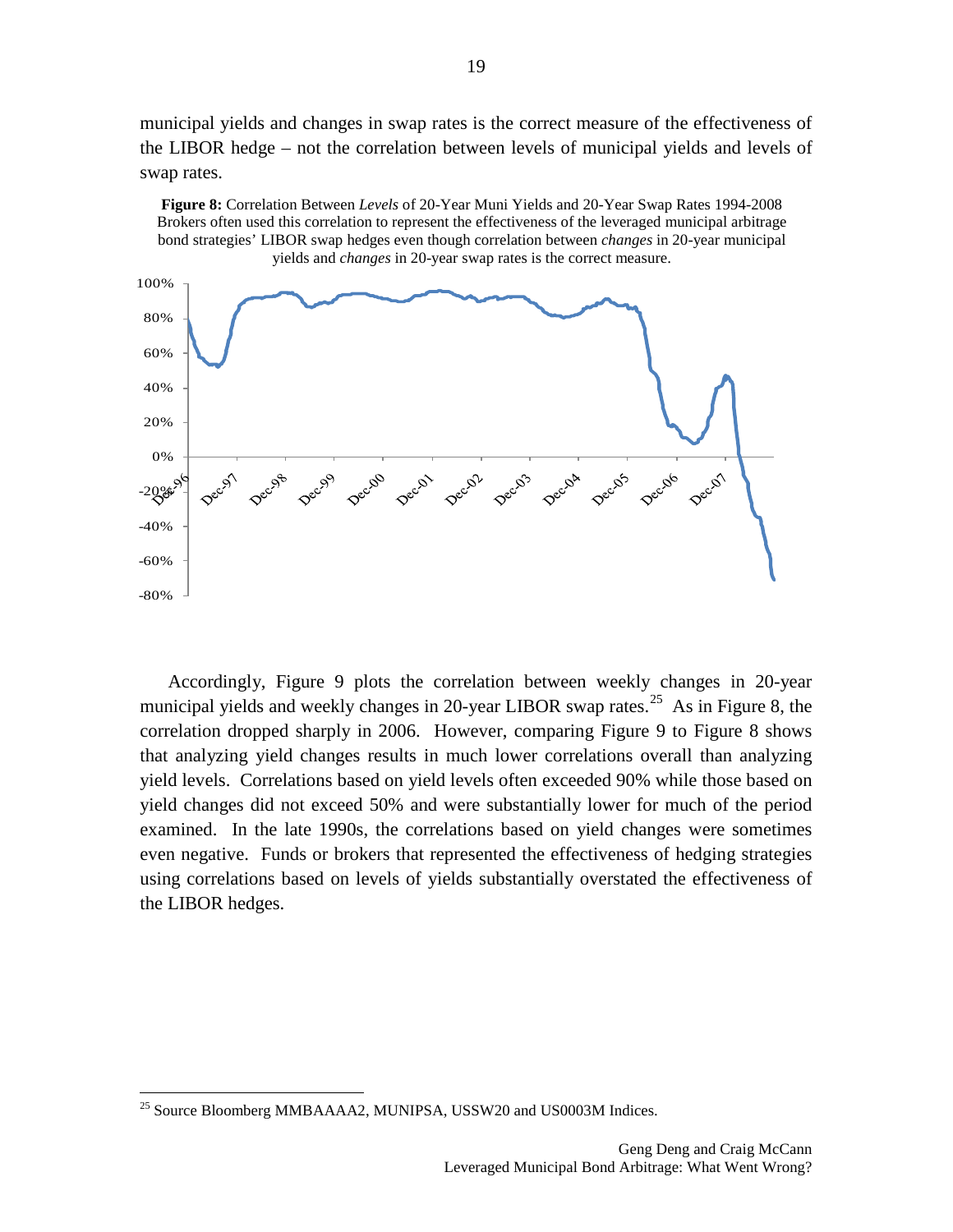municipal yields and changes in swap rates is the correct measure of the effectiveness of the LIBOR hedge – not the correlation between levels of municipal yields and levels of swap rates.

**Figure 8:** Correlation Between *Levels* of 20-Year Muni Yields and 20-Year Swap Rates 1994-2008
Brokers often used this correlation to represent the effectiveness of the leveraged municipal arbitrage bond strategies' LIBOR swap hedges even though correlation between *changes* in 20-year municipal yields and *changes* in 20-year swap rates is the correct measure.

Accordingly, Figure 9 plots the correlation between weekly changes in 20-year municipal yields and weekly changes in 20-year LIBOR swap rates.[25] As in Figure 8, the correlation dropped sharply in 2006. However, comparing Figure 9 to Figure 8 shows that analyzing yield changes results in much lower correlations overall than analyzing yield levels. Correlations based on yield levels often exceeded 90% while those based on yield changes did not exceed 50% and were substantially lower for much of the period examined. In the late 1990s, the correlations based on yield changes were sometimes even negative. Funds or brokers that represented the effectiveness of hedging strategies using correlations based on levels of yields substantially overstated the effectiveness of the LIBOR hedges.

---

[25] Source Bloomberg MMBAAAA2, MUNIPSA, USSW20 and US0003M Indices.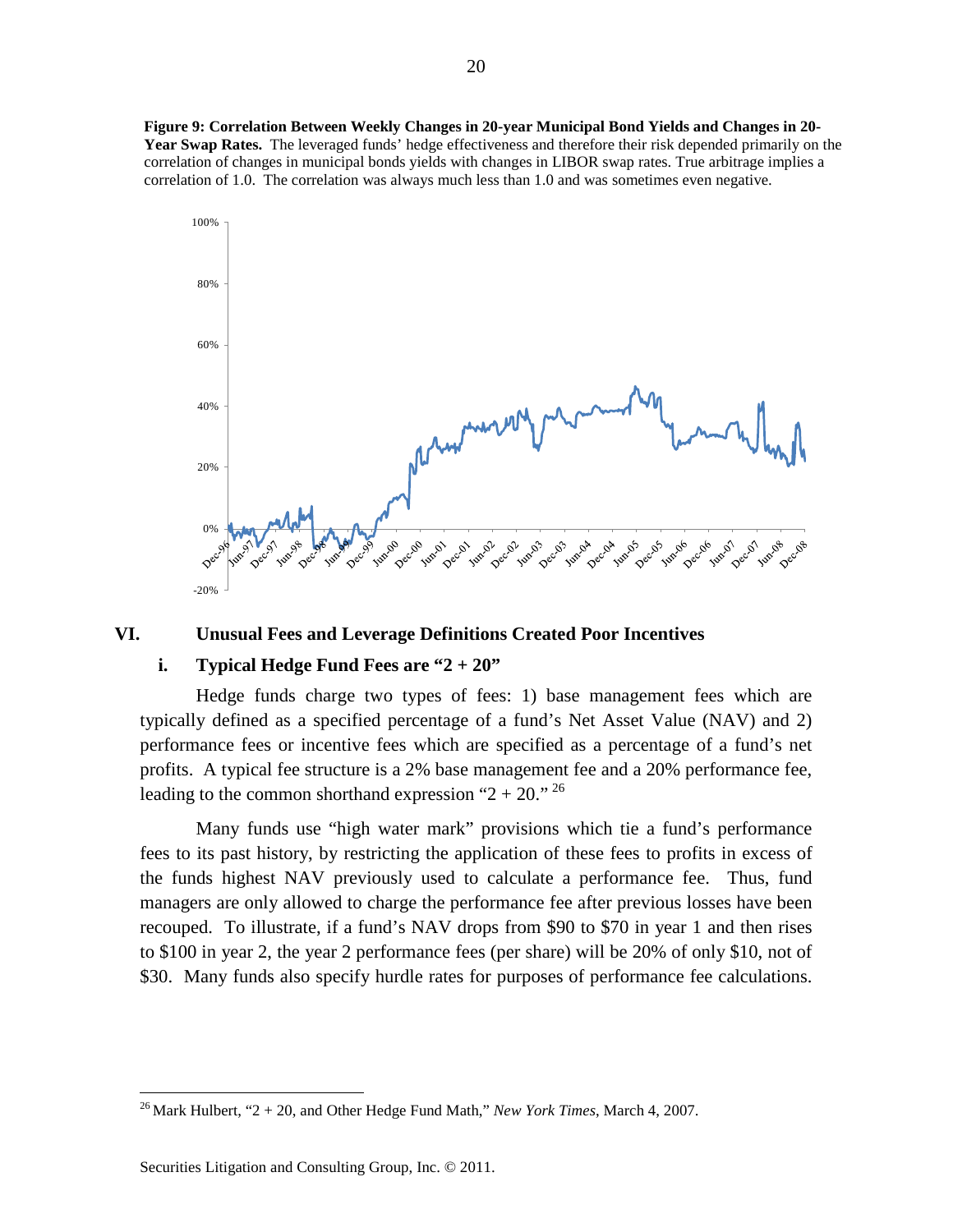**Figure 9: Correlation Between Weekly Changes in 20-year Municipal Bond Yields and Changes in 20-Year Swap Rates.** The leveraged funds' hedge effectiveness and therefore their risk depended primarily on the correlation of changes in municipal bonds yields with changes in LIBOR swap rates. True arbitrage implies a correlation of 1.0. The correlation was always much less than 1.0 and was sometimes even negative.

## VI. Unusual Fees and Leverage Definitions Created Poor Incentives

### i. Typical Hedge Fund Fees are "2 + 20"

Hedge funds charge two types of fees: 1) base management fees which are typically defined as a specified percentage of a fund's Net Asset Value (NAV) and 2) performance fees or incentive fees which are specified as a percentage of a fund's net profits. A typical fee structure is a 2% base management fee and a 20% performance fee, leading to the common shorthand expression "2 + 20." [26]

Many funds use "high water mark" provisions which tie a fund's performance fees to its past history, by restricting the application of these fees to profits in excess of the funds highest NAV previously used to calculate a performance fee. Thus, fund managers are only allowed to charge the performance fee after previous losses have been recouped. To illustrate, if a fund's NAV drops from $90 to $70 in year 1 and then rises to $100 in year 2, the year 2 performance fees (per share) will be 20% of only $10, not of $30. Many funds also specify hurdle rates for purposes of performance fee calculations.

---

[26] Mark Hulbert, "2 + 20, and Other Hedge Fund Math," *New York Times*, March 4, 2007.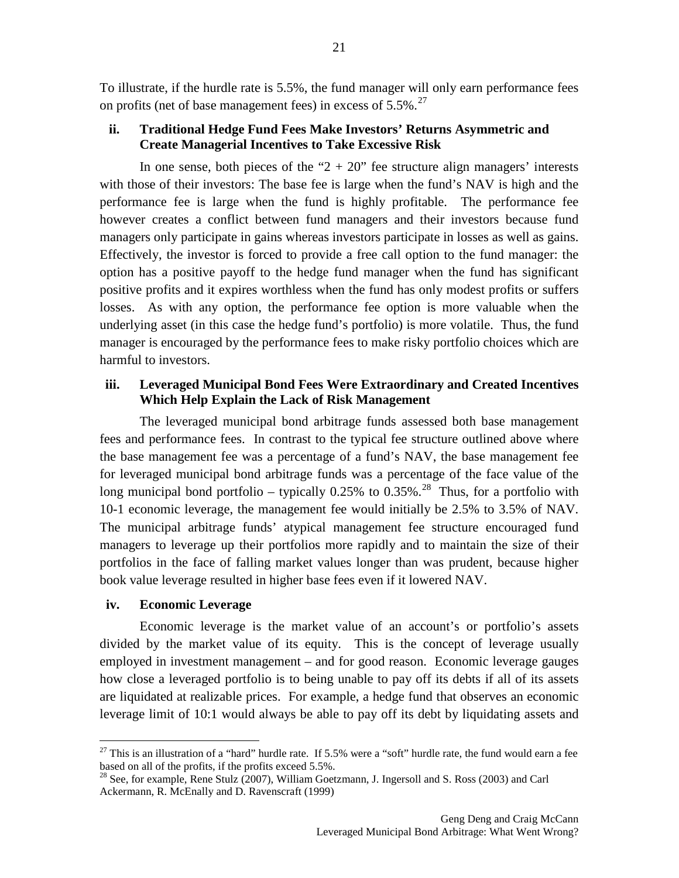To illustrate, if the hurdle rate is 5.5%, the fund manager will only earn performance fees on profits (net of base management fees) in excess of 5.5%.[27]

### ii. Traditional Hedge Fund Fees Make Investors' Returns Asymmetric and Create Managerial Incentives to Take Excessive Risk

In one sense, both pieces of the "2 + 20" fee structure align managers' interests with those of their investors: The base fee is large when the fund's NAV is high and the performance fee is large when the fund is highly profitable. The performance fee however creates a conflict between fund managers and their investors because fund managers only participate in gains whereas investors participate in losses as well as gains. Effectively, the investor is forced to provide a free call option to the fund manager: the option has a positive payoff to the hedge fund manager when the fund has significant positive profits and it expires worthless when the fund has only modest profits or suffers losses. As with any option, the performance fee option is more valuable when the underlying asset (in this case the hedge fund's portfolio) is more volatile. Thus, the fund manager is encouraged by the performance fees to make risky portfolio choices which are harmful to investors.

### iii. Leveraged Municipal Bond Fees Were Extraordinary and Created Incentives Which Help Explain the Lack of Risk Management

The leveraged municipal bond arbitrage funds assessed both base management fees and performance fees. In contrast to the typical fee structure outlined above where the base management fee was a percentage of a fund's NAV, the base management fee for leveraged municipal bond arbitrage funds was a percentage of the face value of the long municipal bond portfolio – typically 0.25% to 0.35%.[28] Thus, for a portfolio with 10-1 economic leverage, the management fee would initially be 2.5% to 3.5% of NAV. The municipal arbitrage funds' atypical management fee structure encouraged fund managers to leverage up their portfolios more rapidly and to maintain the size of their portfolios in the face of falling market values longer than was prudent, because higher book value leverage resulted in higher base fees even if it lowered NAV.

### iv. Economic Leverage

Economic leverage is the market value of an account's or portfolio's assets divided by the market value of its equity. This is the concept of leverage usually employed in investment management – and for good reason. Economic leverage gauges how close a leveraged portfolio is to being unable to pay off its debts if all of its assets are liquidated at realizable prices. For example, a hedge fund that observes an economic leverage limit of 10:1 would always be able to pay off its debt by liquidating assets and

---

[27] This is an illustration of a "hard" hurdle rate. If 5.5% were a "soft" hurdle rate, the fund would earn a fee based on all of the profits, if the profits exceed 5.5%.

[28] See, for example, Rene Stulz (2007), William Goetzmann, J. Ingersoll and S. Ross (2003) and Carl Ackermann, R. McEnally and D. Ravenscraft (1999)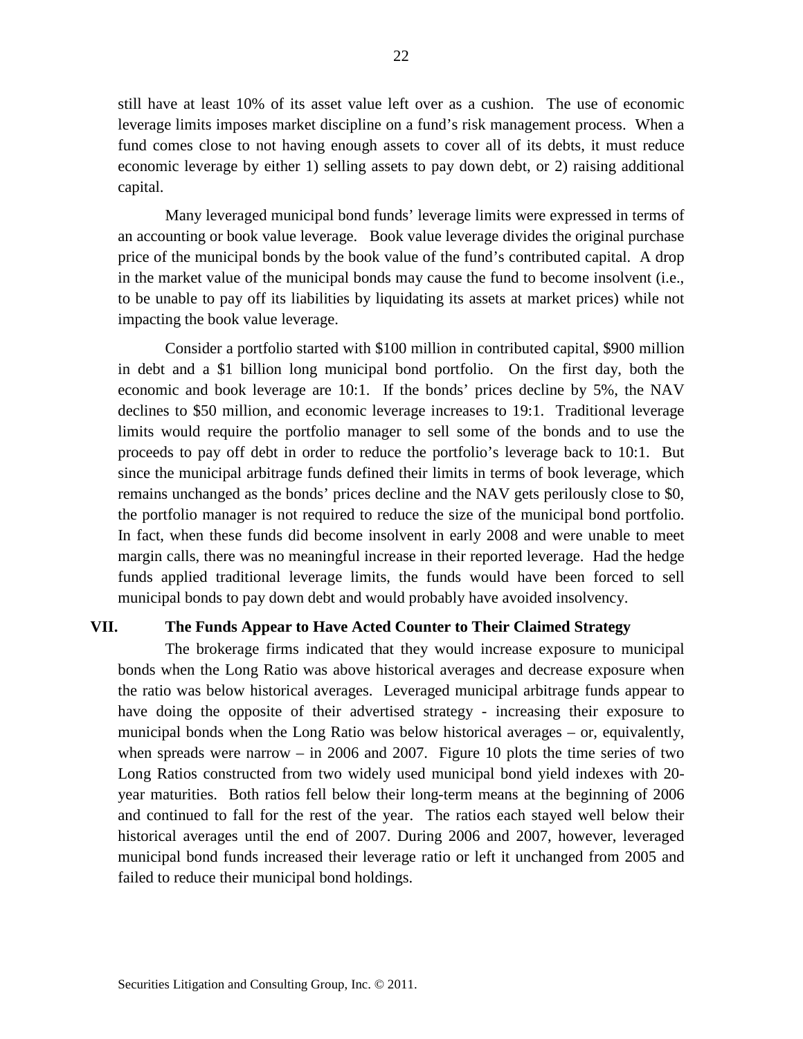still have at least 10% of its asset value left over as a cushion. The use of economic leverage limits imposes market discipline on a fund's risk management process. When a fund comes close to not having enough assets to cover all of its debts, it must reduce economic leverage by either 1) selling assets to pay down debt, or 2) raising additional capital.

Many leveraged municipal bond funds' leverage limits were expressed in terms of an accounting or book value leverage. Book value leverage divides the original purchase price of the municipal bonds by the book value of the fund's contributed capital. A drop in the market value of the municipal bonds may cause the fund to become insolvent (i.e., to be unable to pay off its liabilities by liquidating its assets at market prices) while not impacting the book value leverage.

Consider a portfolio started with $100 million in contributed capital, $900 million in debt and a $1 billion long municipal bond portfolio. On the first day, both the economic and book leverage are 10:1. If the bonds' prices decline by 5%, the NAV declines to $50 million, and economic leverage increases to 19:1. Traditional leverage limits would require the portfolio manager to sell some of the bonds and to use the proceeds to pay off debt in order to reduce the portfolio's leverage back to 10:1. But since the municipal arbitrage funds defined their limits in terms of book leverage, which remains unchanged as the bonds' prices decline and the NAV gets perilously close to $0, the portfolio manager is not required to reduce the size of the municipal bond portfolio. In fact, when these funds did become insolvent in early 2008 and were unable to meet margin calls, there was no meaningful increase in their reported leverage. Had the hedge funds applied traditional leverage limits, the funds would have been forced to sell municipal bonds to pay down debt and would probably have avoided insolvency.

## VII. The Funds Appear to Have Acted Counter to Their Claimed Strategy

The brokerage firms indicated that they would increase exposure to municipal bonds when the Long Ratio was above historical averages and decrease exposure when the ratio was below historical averages. Leveraged municipal arbitrage funds appear to have doing the opposite of their advertised strategy - increasing their exposure to municipal bonds when the Long Ratio was below historical averages – or, equivalently, when spreads were narrow – in 2006 and 2007. Figure 10 plots the time series of two Long Ratios constructed from two widely used municipal bond yield indexes with 20-year maturities. Both ratios fell below their long-term means at the beginning of 2006 and continued to fall for the rest of the year. The ratios each stayed well below their historical averages until the end of 2007. During 2006 and 2007, however, leveraged municipal bond funds increased their leverage ratio or left it unchanged from 2005 and failed to reduce their municipal bond holdings.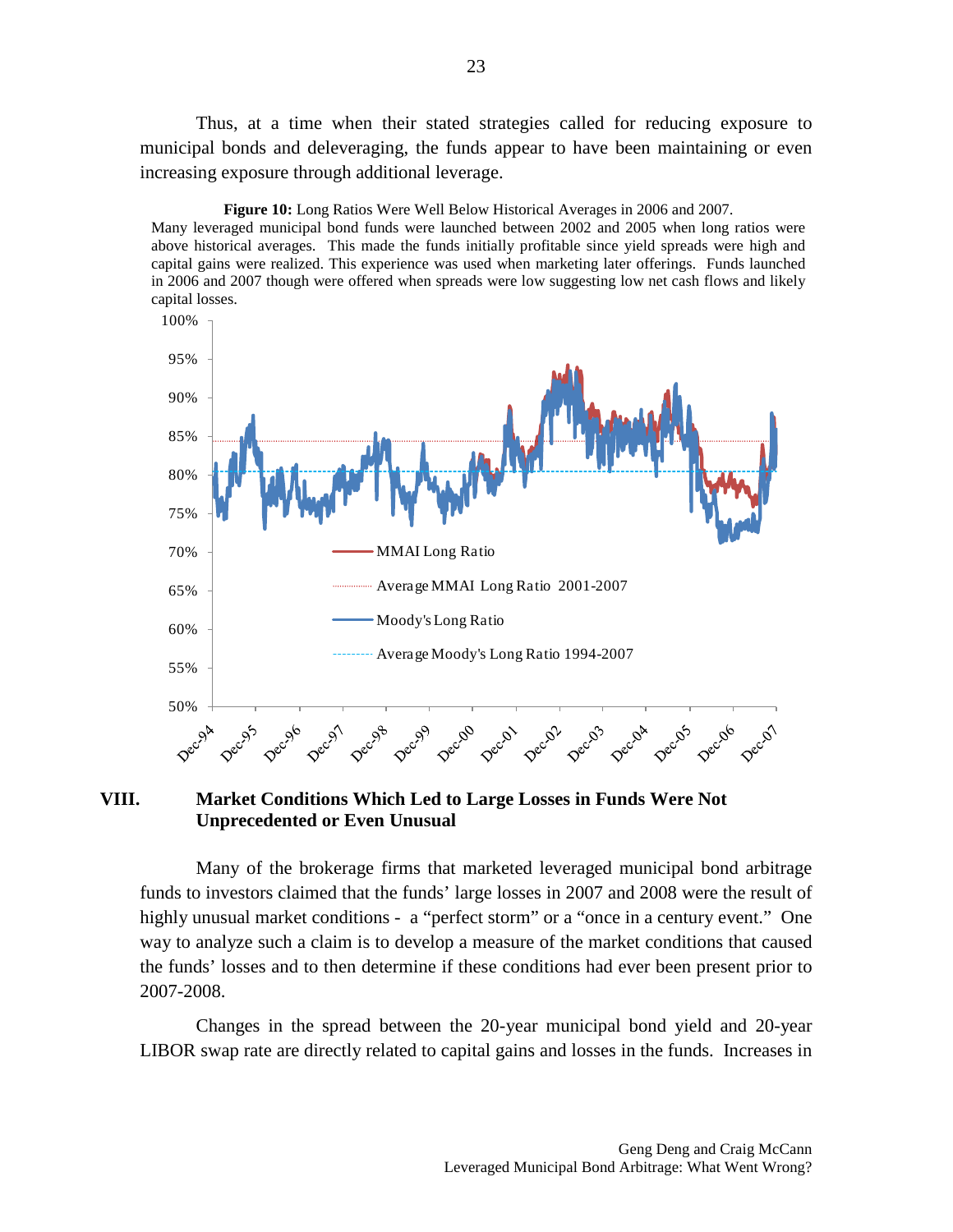Thus, at a time when their stated strategies called for reducing exposure to municipal bonds and deleveraging, the funds appear to have been maintaining or even increasing exposure through additional leverage.

**Figure 10:** Long Ratios Were Well Below Historical Averages in 2006 and 2007. Many leveraged municipal bond funds were launched between 2002 and 2005 when long ratios were above historical averages. This made the funds initially profitable since yield spreads were high and capital gains were realized. This experience was used when marketing later offerings. Funds launched in 2006 and 2007 though were offered when spreads were low suggesting low net cash flows and likely capital losses.

## VIII. Market Conditions Which Led to Large Losses in Funds Were Not Unprecedented or Even Unusual

Many of the brokerage firms that marketed leveraged municipal bond arbitrage funds to investors claimed that the funds' large losses in 2007 and 2008 were the result of highly unusual market conditions - a "perfect storm" or a "once in a century event." One way to analyze such a claim is to develop a measure of the market conditions that caused the funds' losses and to then determine if these conditions had ever been present prior to 2007-2008.

Changes in the spread between the 20-year municipal bond yield and 20-year LIBOR swap rate are directly related to capital gains and losses in the funds. Increases in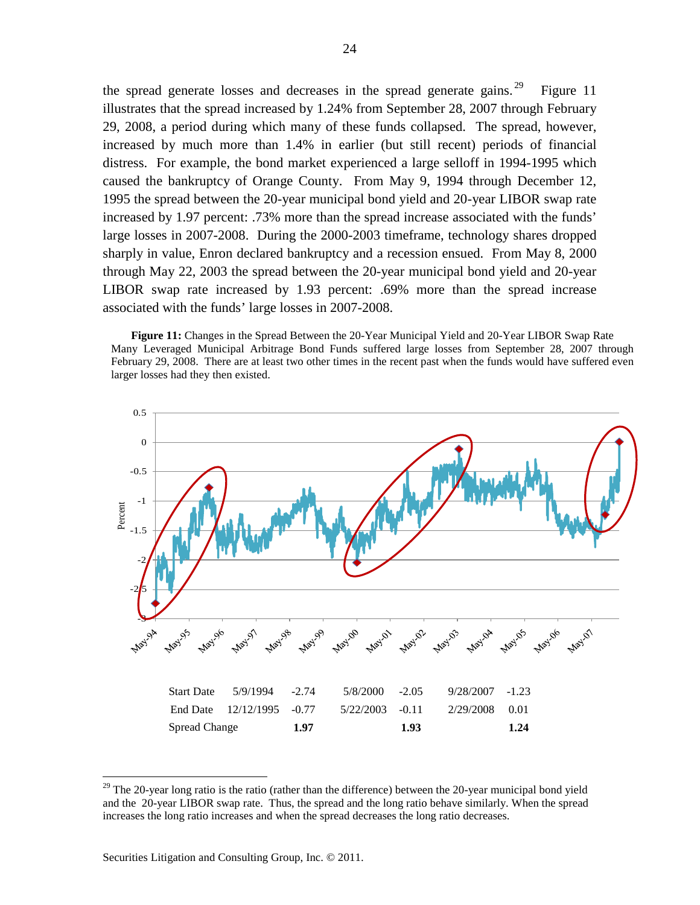the spread generate losses and decreases in the spread generate gains.[29] Figure 11 illustrates that the spread increased by 1.24% from September 28, 2007 through February 29, 2008, a period during which many of these funds collapsed. The spread, however, increased by much more than 1.4% in earlier (but still recent) periods of financial distress. For example, the bond market experienced a large selloff in 1994-1995 which caused the bankruptcy of Orange County. From May 9, 1994 through December 12, 1995 the spread between the 20-year municipal bond yield and 20-year LIBOR swap rate increased by 1.97 percent: .73% more than the spread increase associated with the funds' large losses in 2007-2008. During the 2000-2003 timeframe, technology shares dropped sharply in value, Enron declared bankruptcy and a recession ensued. From May 8, 2000 through May 22, 2003 the spread between the 20-year municipal bond yield and 20-year LIBOR swap rate increased by 1.93 percent: .69% more than the spread increase associated with the funds' large losses in 2007-2008.

**Figure 11:** Changes in the Spread Between the 20-Year Municipal Yield and 20-Year LIBOR Swap Rate
Many Leveraged Municipal Arbitrage Bond Funds suffered large losses from September 28, 2007 through February 29, 2008. There are at least two other times in the recent past when the funds would have suffered even larger losses had they then existed.

| | | | | | | |
|---|---|---|---|---|---|---|
| Start Date | 5/9/1994 | -2.74 | 5/8/2000 | -2.05 | 9/28/2007 | -1.23 |
| End Date | 12/12/1995 | -0.77 | 5/22/2003 | -0.11 | 2/29/2008 | 0.01 |
| Spread Change | | **1.97** | | **1.93** | | **1.24** |

[29] The 20-year long ratio is the ratio (rather than the difference) between the 20-year municipal bond yield and the 20-year LIBOR swap rate. Thus, the spread and the long ratio behave similarly. When the spread increases the long ratio increases and when the spread decreases the long ratio decreases.

Securities Litigation and Consulting Group, Inc. © 2011.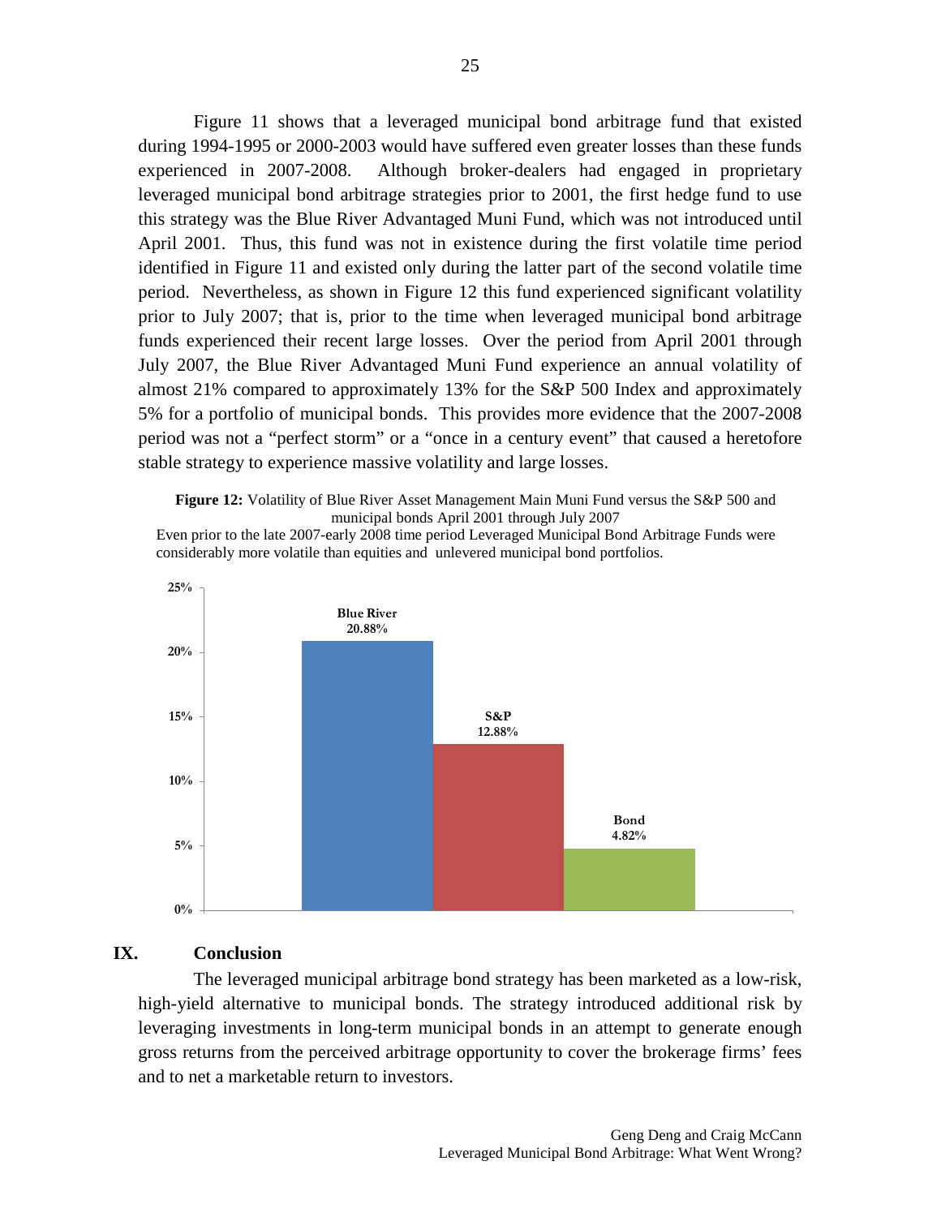Figure 11 shows that a leveraged municipal bond arbitrage fund that existed during 1994-1995 or 2000-2003 would have suffered even greater losses than these funds experienced in 2007-2008. Although broker-dealers had engaged in proprietary leveraged municipal bond arbitrage strategies prior to 2001, the first hedge fund to use this strategy was the Blue River Advantaged Muni Fund, which was not introduced until April 2001. Thus, this fund was not in existence during the first volatile time period identified in Figure 11 and existed only during the latter part of the second volatile time period. Nevertheless, as shown in Figure 12 this fund experienced significant volatility prior to July 2007; that is, prior to the time when leveraged municipal bond arbitrage funds experienced their recent large losses. Over the period from April 2001 through July 2007, the Blue River Advantaged Muni Fund experience an annual volatility of almost 21% compared to approximately 13% for the S&P 500 Index and approximately 5% for a portfolio of municipal bonds. This provides more evidence that the 2007-2008 period was not a "perfect storm" or a "once in a century event" that caused a heretofore stable strategy to experience massive volatility and large losses.

**Figure 12:** Volatility of Blue River Asset Management Main Muni Fund versus the S&P 500 and municipal bonds April 2001 through July 2007

Even prior to the late 2007-early 2008 time period Leveraged Municipal Bond Arbitrage Funds were considerably more volatile than equities and unlevered municipal bond portfolios.

| | Volatility |
|---|---|
| Blue River | 20.88% |
| S&P | 12.88% |
| Bond | 4.82% |

## IX. Conclusion

The leveraged municipal arbitrage bond strategy has been marketed as a low-risk, high-yield alternative to municipal bonds. The strategy introduced additional risk by leveraging investments in long-term municipal bonds in an attempt to generate enough gross returns from the perceived arbitrage opportunity to cover the brokerage firms' fees and to net a marketable return to investors.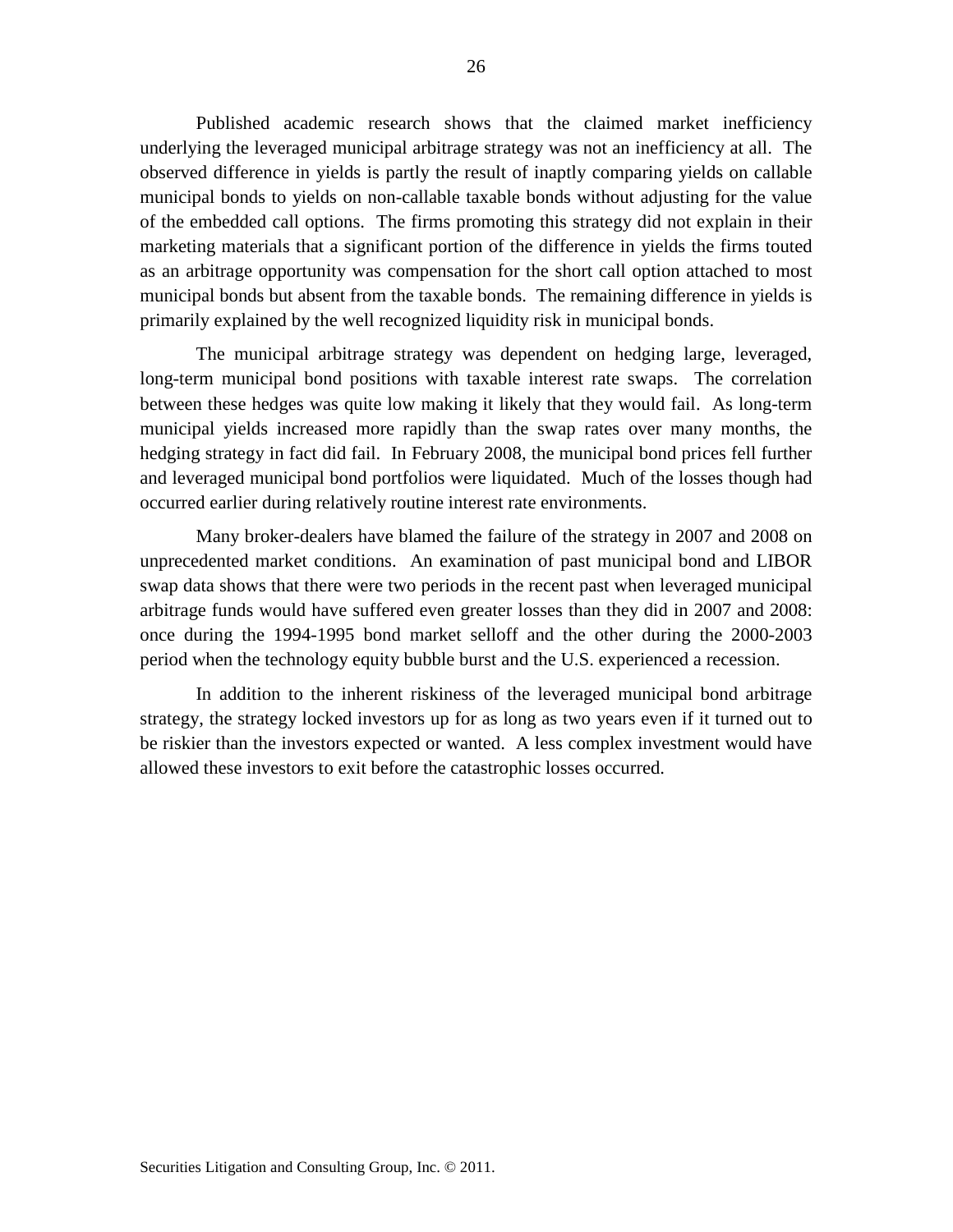Published academic research shows that the claimed market inefficiency underlying the leveraged municipal arbitrage strategy was not an inefficiency at all. The observed difference in yields is partly the result of inaptly comparing yields on callable municipal bonds to yields on non-callable taxable bonds without adjusting for the value of the embedded call options. The firms promoting this strategy did not explain in their marketing materials that a significant portion of the difference in yields the firms touted as an arbitrage opportunity was compensation for the short call option attached to most municipal bonds but absent from the taxable bonds. The remaining difference in yields is primarily explained by the well recognized liquidity risk in municipal bonds.

The municipal arbitrage strategy was dependent on hedging large, leveraged, long-term municipal bond positions with taxable interest rate swaps. The correlation between these hedges was quite low making it likely that they would fail. As long-term municipal yields increased more rapidly than the swap rates over many months, the hedging strategy in fact did fail. In February 2008, the municipal bond prices fell further and leveraged municipal bond portfolios were liquidated. Much of the losses though had occurred earlier during relatively routine interest rate environments.

Many broker-dealers have blamed the failure of the strategy in 2007 and 2008 on unprecedented market conditions. An examination of past municipal bond and LIBOR swap data shows that there were two periods in the recent past when leveraged municipal arbitrage funds would have suffered even greater losses than they did in 2007 and 2008: once during the 1994-1995 bond market selloff and the other during the 2000-2003 period when the technology equity bubble burst and the U.S. experienced a recession.

In addition to the inherent riskiness of the leveraged municipal bond arbitrage strategy, the strategy locked investors up for as long as two years even if it turned out to be riskier than the investors expected or wanted. A less complex investment would have allowed these investors to exit before the catastrophic losses occurred.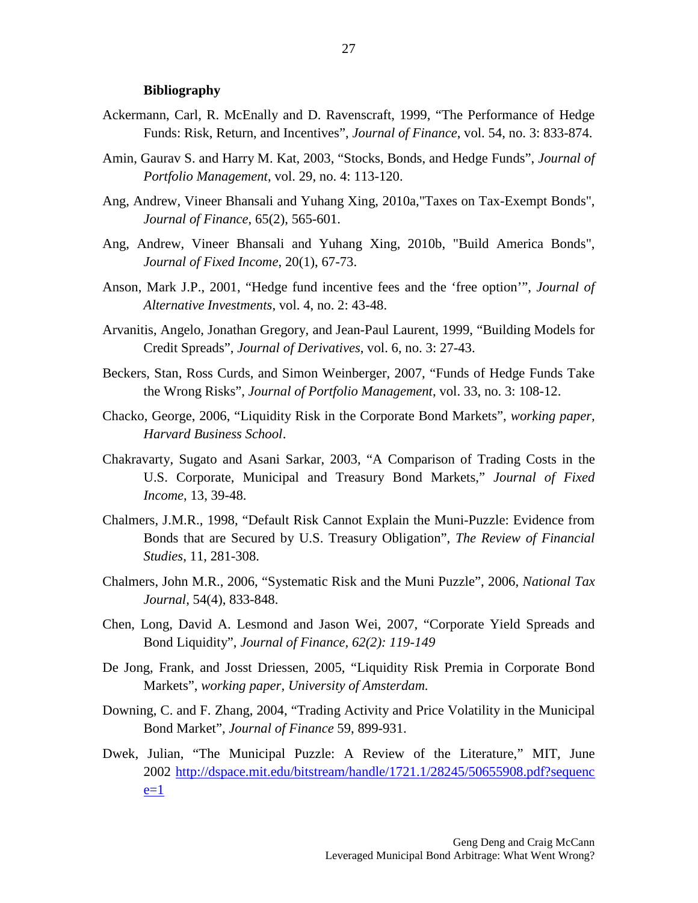**Bibliography**

Ackermann, Carl, R. McEnally and D. Ravenscraft, 1999, "The Performance of Hedge Funds: Risk, Return, and Incentives", *Journal of Finance*, vol. 54, no. 3: 833-874.

Amin, Gaurav S. and Harry M. Kat, 2003, "Stocks, Bonds, and Hedge Funds", *Journal of Portfolio Management*, vol. 29, no. 4: 113-120.

Ang, Andrew, Vineer Bhansali and Yuhang Xing, 2010a,"Taxes on Tax-Exempt Bonds", *Journal of Finance*, 65(2), 565-601.

Ang, Andrew, Vineer Bhansali and Yuhang Xing, 2010b, "Build America Bonds", *Journal of Fixed Income*, 20(1), 67-73.

Anson, Mark J.P., 2001, "Hedge fund incentive fees and the 'free option'", *Journal of Alternative Investments*, vol. 4, no. 2: 43-48.

Arvanitis, Angelo, Jonathan Gregory, and Jean-Paul Laurent, 1999, "Building Models for Credit Spreads", *Journal of Derivatives*, vol. 6, no. 3: 27-43.

Beckers, Stan, Ross Curds, and Simon Weinberger, 2007, "Funds of Hedge Funds Take the Wrong Risks", *Journal of Portfolio Management*, vol. 33, no. 3: 108-12.

Chacko, George, 2006, "Liquidity Risk in the Corporate Bond Markets", *working paper, Harvard Business School*.

Chakravarty, Sugato and Asani Sarkar, 2003, "A Comparison of Trading Costs in the U.S. Corporate, Municipal and Treasury Bond Markets," *Journal of Fixed Income*, 13, 39-48.

Chalmers, J.M.R., 1998, "Default Risk Cannot Explain the Muni-Puzzle: Evidence from Bonds that are Secured by U.S. Treasury Obligation", *The Review of Financial Studies*, 11, 281-308.

Chalmers, John M.R., 2006, "Systematic Risk and the Muni Puzzle", 2006, *National Tax Journal*, 54(4), 833-848.

Chen, Long, David A. Lesmond and Jason Wei, 2007, "Corporate Yield Spreads and Bond Liquidity", *Journal of Finance, 62(2): 119-149*

De Jong, Frank, and Josst Driessen, 2005, "Liquidity Risk Premia in Corporate Bond Markets", *working paper, University of Amsterdam.*

Downing, C. and F. Zhang, 2004, "Trading Activity and Price Volatility in the Municipal Bond Market", *Journal of Finance* 59, 899-931.

Dwek, Julian, "The Municipal Puzzle: A Review of the Literature," MIT, June 2002 http://dspace.mit.edu/bitstream/handle/1721.1/28245/50655908.pdf?sequence=1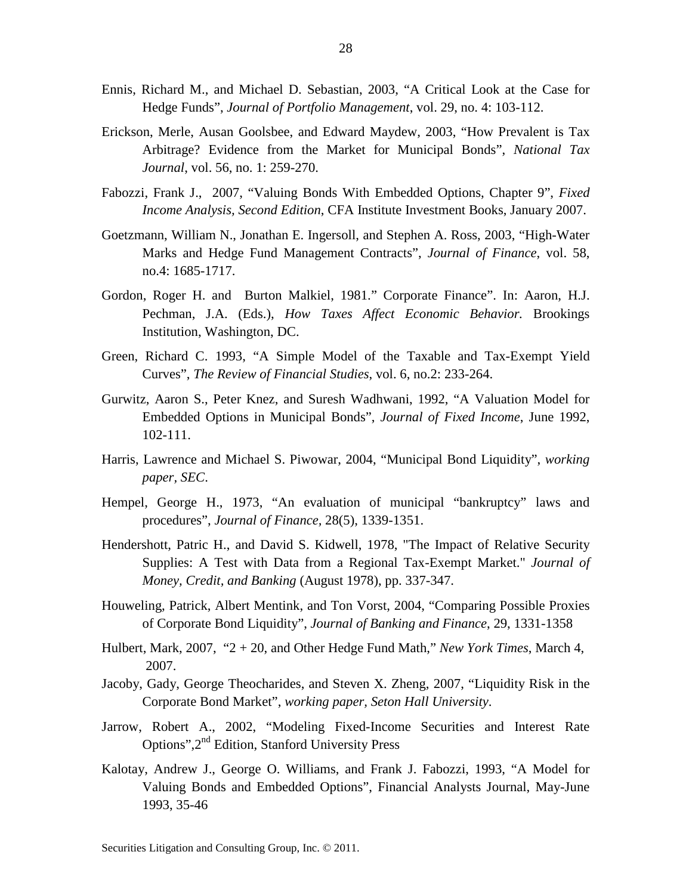Ennis, Richard M., and Michael D. Sebastian, 2003, "A Critical Look at the Case for Hedge Funds", *Journal of Portfolio Management*, vol. 29, no. 4: 103-112.

Erickson, Merle, Ausan Goolsbee, and Edward Maydew, 2003, "How Prevalent is Tax Arbitrage? Evidence from the Market for Municipal Bonds", *National Tax Journal*, vol. 56, no. 1: 259-270.

Fabozzi, Frank J., 2007, "Valuing Bonds With Embedded Options, Chapter 9", *Fixed Income Analysis, Second Edition*, CFA Institute Investment Books, January 2007.

Goetzmann, William N., Jonathan E. Ingersoll, and Stephen A. Ross, 2003, "High-Water Marks and Hedge Fund Management Contracts", *Journal of Finance*, vol. 58, no.4: 1685-1717.

Gordon, Roger H. and Burton Malkiel, 1981." Corporate Finance". In: Aaron, H.J. Pechman, J.A. (Eds.), *How Taxes Affect Economic Behavior.* Brookings Institution, Washington, DC.

Green, Richard C. 1993, "A Simple Model of the Taxable and Tax-Exempt Yield Curves", *The Review of Financial Studies*, vol. 6, no.2: 233-264.

Gurwitz, Aaron S., Peter Knez, and Suresh Wadhwani, 1992, "A Valuation Model for Embedded Options in Municipal Bonds", *Journal of Fixed Income*, June 1992, 102-111.

Harris, Lawrence and Michael S. Piwowar, 2004, "Municipal Bond Liquidity", *working paper, SEC*.

Hempel, George H., 1973, "An evaluation of municipal "bankruptcy" laws and procedures", *Journal of Finance*, 28(5), 1339-1351.

Hendershott, Patric H., and David S. Kidwell, 1978, "The Impact of Relative Security Supplies: A Test with Data from a Regional Tax-Exempt Market." *Journal of Money, Credit, and Banking* (August 1978), pp. 337-347.

Houweling, Patrick, Albert Mentink, and Ton Vorst, 2004, "Comparing Possible Proxies of Corporate Bond Liquidity", *Journal of Banking and Finance*, 29, 1331-1358

Hulbert, Mark, 2007, "2 + 20, and Other Hedge Fund Math," *New York Times*, March 4, 2007.

Jacoby, Gady, George Theocharides, and Steven X. Zheng, 2007, "Liquidity Risk in the Corporate Bond Market", *working paper, Seton Hall University*.

Jarrow, Robert A., 2002, "Modeling Fixed-Income Securities and Interest Rate Options",2nd Edition, Stanford University Press

Kalotay, Andrew J., George O. Williams, and Frank J. Fabozzi, 1993, "A Model for Valuing Bonds and Embedded Options", Financial Analysts Journal, May-June 1993, 35-46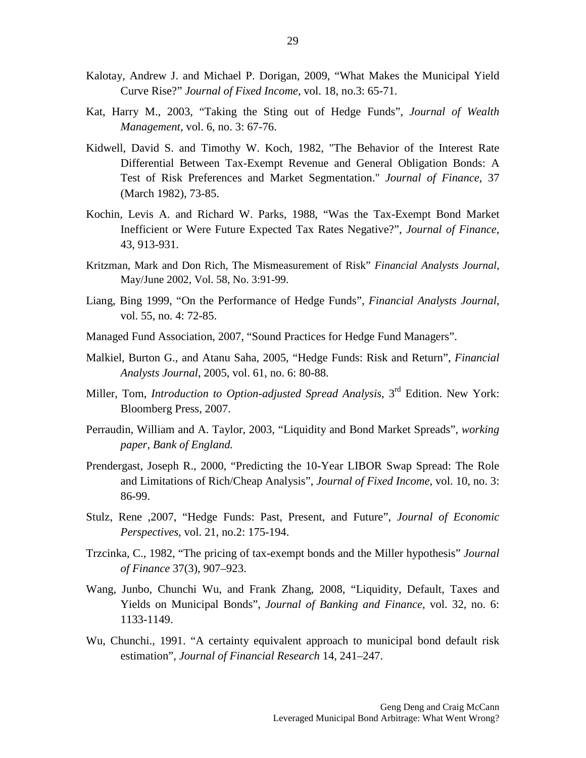Kalotay, Andrew J. and Michael P. Dorigan, 2009, “What Makes the Municipal Yield Curve Rise?” *Journal of Fixed Income*, vol. 18, no.3: 65-71.

Kat, Harry M., 2003, “Taking the Sting out of Hedge Funds”, *Journal of Wealth Management*, vol. 6, no. 3: 67-76.

Kidwell, David S. and Timothy W. Koch, 1982, "The Behavior of the Interest Rate Differential Between Tax-Exempt Revenue and General Obligation Bonds: A Test of Risk Preferences and Market Segmentation." *Journal of Finance*, 37 (March 1982), 73-85.

Kochin, Levis A. and Richard W. Parks, 1988, “Was the Tax-Exempt Bond Market Inefficient or Were Future Expected Tax Rates Negative?”, *Journal of Finance*, 43, 913-931.

Kritzman, Mark and Don Rich, The Mismeasurement of Risk” *Financial Analysts Journal*, May/June 2002, Vol. 58, No. 3:91-99.

Liang, Bing 1999, “On the Performance of Hedge Funds”, *Financial Analysts Journal*, vol. 55, no. 4: 72-85.

Managed Fund Association, 2007, “Sound Practices for Hedge Fund Managers”.

Malkiel, Burton G., and Atanu Saha, 2005, “Hedge Funds: Risk and Return”, *Financial Analysts Journal*, 2005, vol. 61, no. 6: 80-88.

Miller, Tom, *Introduction to Option-adjusted Spread Analysis*, 3rd Edition. New York: Bloomberg Press, 2007.

Perraudin, William and A. Taylor, 2003, “Liquidity and Bond Market Spreads”, *working paper, Bank of England.*

Prendergast, Joseph R., 2000, “Predicting the 10-Year LIBOR Swap Spread: The Role and Limitations of Rich/Cheap Analysis”, *Journal of Fixed Income*, vol. 10, no. 3: 86-99.

Stulz, Rene ,2007, “Hedge Funds: Past, Present, and Future”, *Journal of Economic Perspectives*, vol. 21, no.2: 175-194.

Trzcinka, C., 1982, “The pricing of tax-exempt bonds and the Miller hypothesis” *Journal of Finance* 37(3), 907–923.

Wang, Junbo, Chunchi Wu, and Frank Zhang, 2008, “Liquidity, Default, Taxes and Yields on Municipal Bonds”, *Journal of Banking and Finance*, vol. 32, no. 6: 1133-1149.

Wu, Chunchi., 1991. “A certainty equivalent approach to municipal bond default risk estimation”, *Journal of Financial Research* 14, 241–247.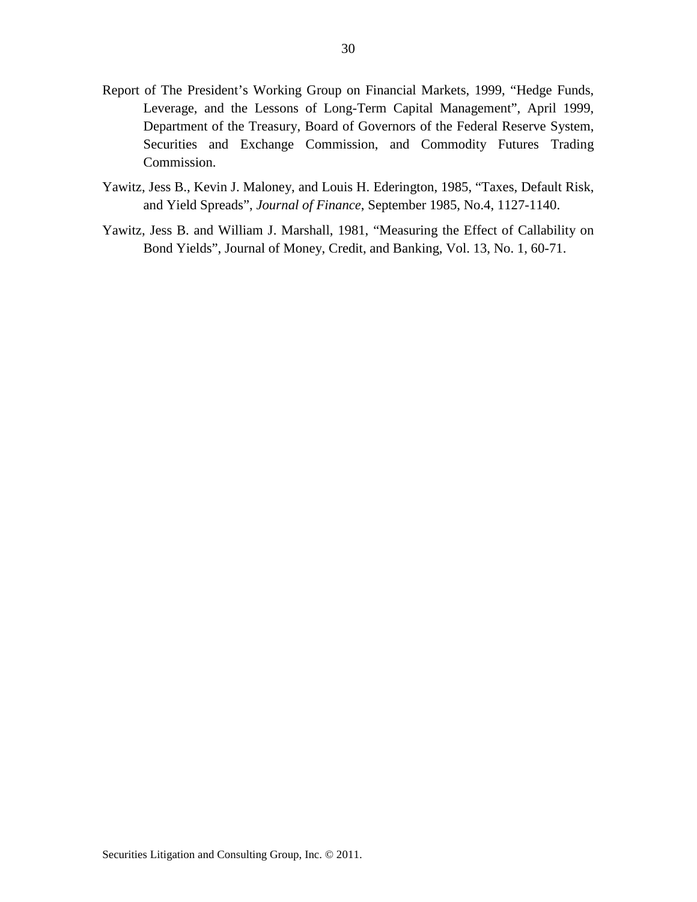Report of The President's Working Group on Financial Markets, 1999, "Hedge Funds, Leverage, and the Lessons of Long-Term Capital Management", April 1999, Department of the Treasury, Board of Governors of the Federal Reserve System, Securities and Exchange Commission, and Commodity Futures Trading Commission.

Yawitz, Jess B., Kevin J. Maloney, and Louis H. Ederington, 1985, "Taxes, Default Risk, and Yield Spreads", *Journal of Finance*, September 1985, No.4, 1127-1140.

Yawitz, Jess B. and William J. Marshall, 1981, "Measuring the Effect of Callability on Bond Yields", Journal of Money, Credit, and Banking, Vol. 13, No. 1, 60-71.

Securities Litigation and Consulting Group, Inc. © 2011.